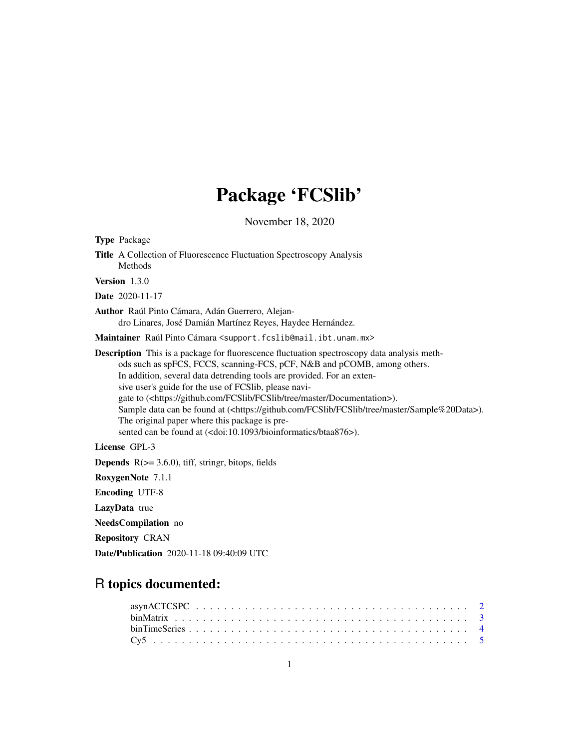# Package 'FCSlib'

November 18, 2020

**Type** Package

**Title** A Collection of Fluorescence Fluctuation Spectroscopy Analysis Methods

**Version** 1.3.0

**Date** 2020-11-17

**Author** Raúl Pinto Cámara, Adán Guerrero, Alejandro Linares, José Damián Martínez Reyes, Haydee Hernández.

**Maintainer** Raúl Pinto Cámara <support.fcslib@mail.ibt.unam.mx>

**Description** This is a package for fluorescence fluctuation spectroscopy data analysis methods such as spFCS, FCCS, scanning-FCS, pCF, N&B and pCOMB, among others. In addition, several data detrending tools are provided. For an extensive user's guide for the use of FCSlib, please navigate to (<https://github.com/FCSlib/FCSlib/tree/master/Documentation>). Sample data can be found at (<https://github.com/FCSlib/FCSlib/tree/master/Sample%20Data>). The original paper where this package is presented can be found at (<doi:10.1093/bioinformatics/btaa876>).

**License** GPL-3

**Depends** R(>= 3.6.0), tiff, stringr, bitops, fields

**RoxygenNote** 7.1.1

**Encoding** UTF-8

**LazyData** true

**NeedsCompilation** no

**Repository** CRAN

**Date/Publication** 2020-11-18 09:40:09 UTC

## R topics documented:

asynACTCSPC . . . . . . . . . . . . . . . . . . . . . . . . . . . . . . . . . . . . . . . 2
binMatrix . . . . . . . . . . . . . . . . . . . . . . . . . . . . . . . . . . . . . . . . . 3
binTimeSeries . . . . . . . . . . . . . . . . . . . . . . . . . . . . . . . . . . . . . . . 4
Cy5 . . . . . . . . . . . . . . . . . . . . . . . . . . . . . . . . . . . . . . . . . . . . 5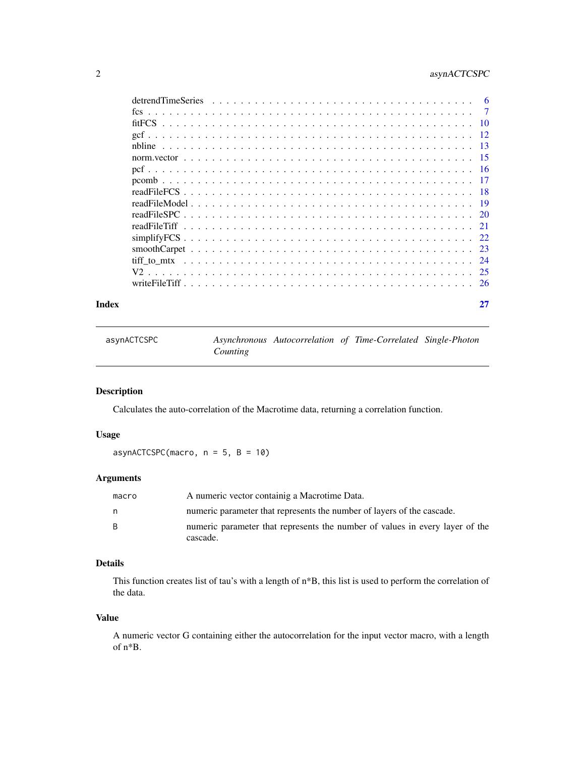detrendTimeSeries . . . . . . . . . . . . . . . . . . . . . . . . . . . . . . . . . . . 6
fcs . . . . . . . . . . . . . . . . . . . . . . . . . . . . . . . . . . . . . . . . . . . 7
fitFCS . . . . . . . . . . . . . . . . . . . . . . . . . . . . . . . . . . . . . . . . . 10
gcf . . . . . . . . . . . . . . . . . . . . . . . . . . . . . . . . . . . . . . . . . . . 12
nbline . . . . . . . . . . . . . . . . . . . . . . . . . . . . . . . . . . . . . . . . . 13
norm.vector . . . . . . . . . . . . . . . . . . . . . . . . . . . . . . . . . . . . . . 15
pcf . . . . . . . . . . . . . . . . . . . . . . . . . . . . . . . . . . . . . . . . . . . 16
pcomb . . . . . . . . . . . . . . . . . . . . . . . . . . . . . . . . . . . . . . . . . 17
readFileFCS . . . . . . . . . . . . . . . . . . . . . . . . . . . . . . . . . . . . . . 18
readFileModel . . . . . . . . . . . . . . . . . . . . . . . . . . . . . . . . . . . . . 19
readFileSPC . . . . . . . . . . . . . . . . . . . . . . . . . . . . . . . . . . . . . . 20
readFileTiff . . . . . . . . . . . . . . . . . . . . . . . . . . . . . . . . . . . . . . 21
simplifyFCS . . . . . . . . . . . . . . . . . . . . . . . . . . . . . . . . . . . . . . 22
smoothCarpet . . . . . . . . . . . . . . . . . . . . . . . . . . . . . . . . . . . . . 23
tiff_to_mtx . . . . . . . . . . . . . . . . . . . . . . . . . . . . . . . . . . . . . . 24
V2 . . . . . . . . . . . . . . . . . . . . . . . . . . . . . . . . . . . . . . . . . . . 25
writeFileTiff . . . . . . . . . . . . . . . . . . . . . . . . . . . . . . . . . . . . . 26

**Index** 27

---

## asynACTCSPC — *Asynchronous Autocorrelation of Time-Correlated Single-Photon Counting*

### Description

Calculates the auto-correlation of the Macrotime data, returning a correlation function.

### Usage

```
asynACTCSPC(macro, n = 5, B = 10)
```

### Arguments

| | |
|---|---|
| `macro` | A numeric vector containig a Macrotime Data. |
| `n` | numeric parameter that represents the number of layers of the cascade. |
| `B` | numeric parameter that represents the number of values in every layer of the cascade. |

### Details

This function creates list of tau's with a length of n*B, this list is used to perform the correlation of the data.

### Value

A numeric vector G containing either the autocorrelation for the input vector macro, with a length of n*B.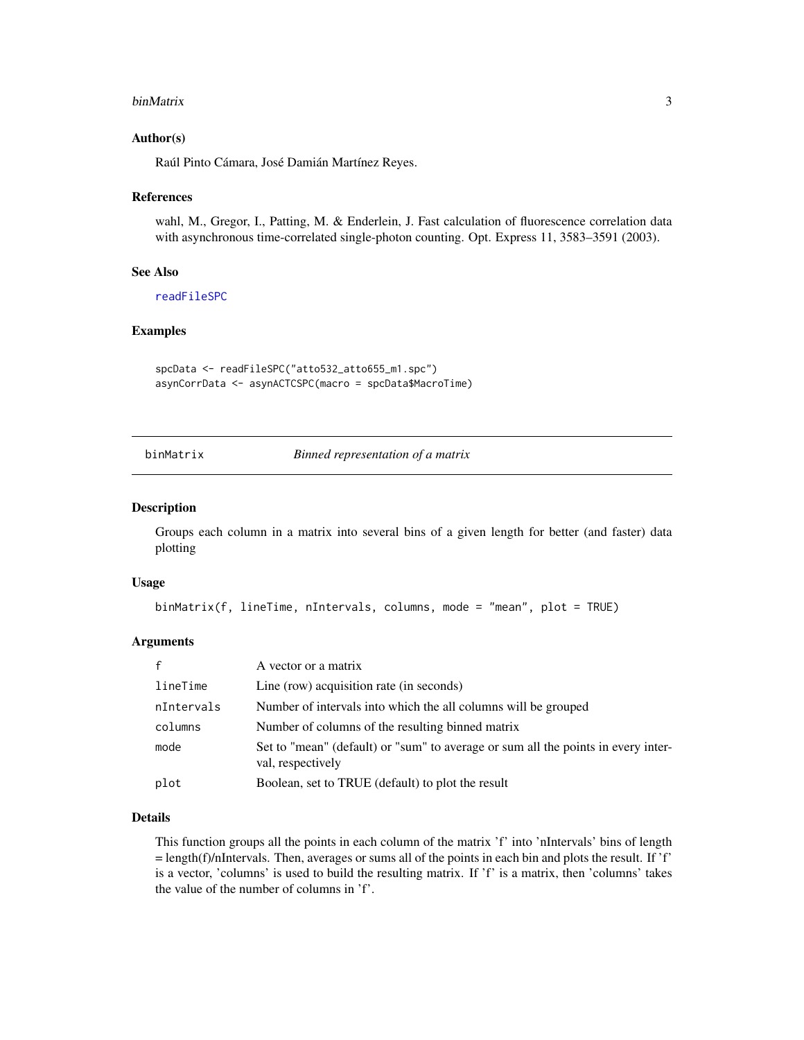### Author(s)

Raúl Pinto Cámara, José Damián Martínez Reyes.

### References

wahl, M., Gregor, I., Patting, M. & Enderlein, J. Fast calculation of fluorescence correlation data with asynchronous time-correlated single-photon counting. Opt. Express 11, 3583–3591 (2003).

### See Also

readFileSPC

### Examples

```
spcData <- readFileSPC("atto532_atto655_m1.spc")
asynCorrData <- asynACTCSPC(macro = spcData$MacroTime)
```

---

## binMatrix *Binned representation of a matrix*

---

### Description

Groups each column in a matrix into several bins of a given length for better (and faster) data plotting

### Usage

```
binMatrix(f, lineTime, nIntervals, columns, mode = "mean", plot = TRUE)
```

### Arguments

| | |
|---|---|
| f | A vector or a matrix |
| lineTime | Line (row) acquisition rate (in seconds) |
| nIntervals | Number of intervals into which the all columns will be grouped |
| columns | Number of columns of the resulting binned matrix |
| mode | Set to "mean" (default) or "sum" to average or sum all the points in every interval, respectively |
| plot | Boolean, set to TRUE (default) to plot the result |

### Details

This function groups all the points in each column of the matrix 'f' into 'nIntervals' bins of length = length(f)/nIntervals. Then, averages or sums all of the points in each bin and plots the result. If 'f' is a vector, 'columns' is used to build the resulting matrix. If 'f' is a matrix, then 'columns' takes the value of the number of columns in 'f'.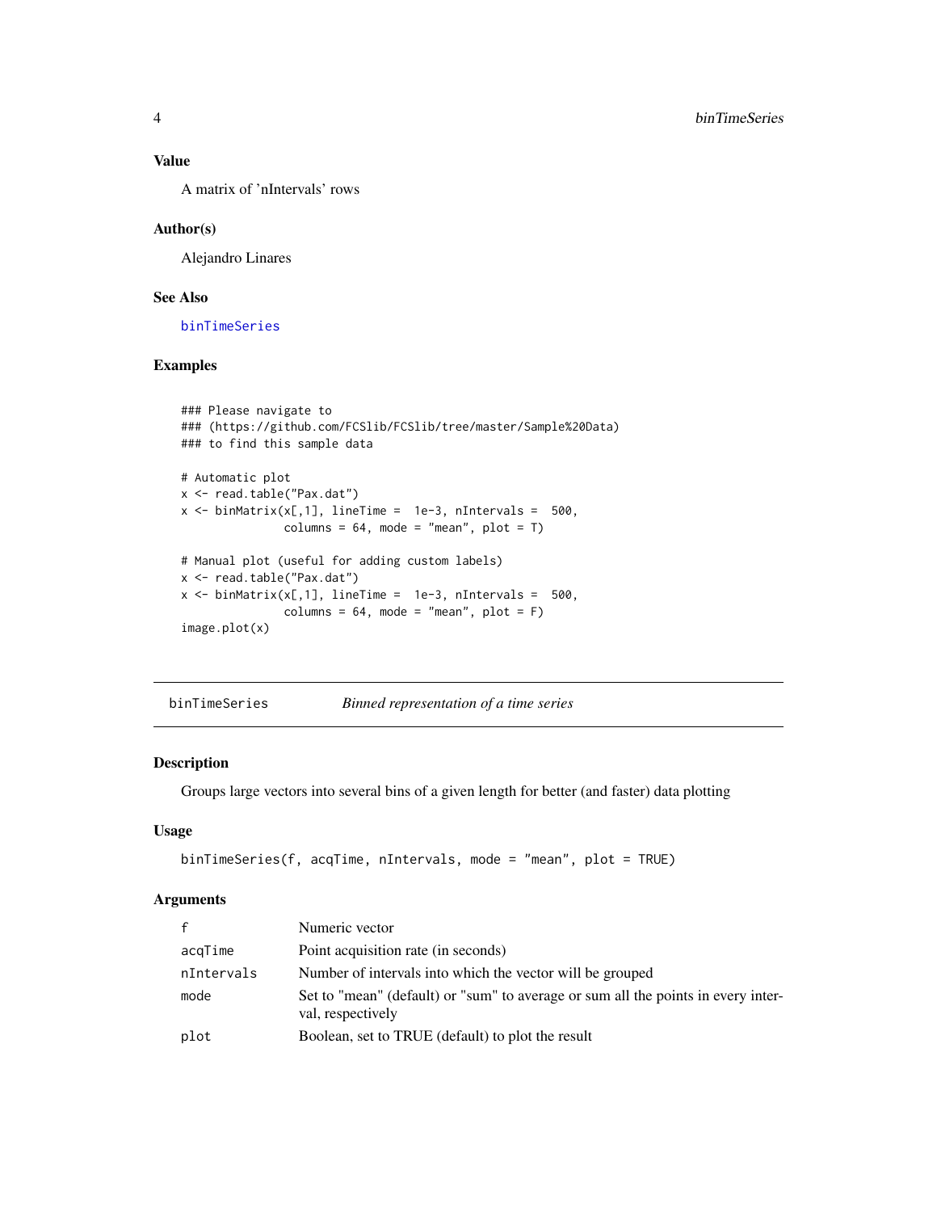## Value

A matrix of 'nIntervals' rows

## Author(s)

Alejandro Linares

## See Also

binTimeSeries

## Examples

```
### Please navigate to
### (https://github.com/FCSlib/FCSlib/tree/master/Sample%20Data)
### to find this sample data

# Automatic plot
x <- read.table("Pax.dat")
x <- binMatrix(x[,1], lineTime =  1e-3, nIntervals =  500,
               columns = 64, mode = "mean", plot = T)

# Manual plot (useful for adding custom labels)
x <- read.table("Pax.dat")
x <- binMatrix(x[,1], lineTime =  1e-3, nIntervals =  500,
               columns = 64, mode = "mean", plot = F)
image.plot(x)
```

---

# binTimeSeries    *Binned representation of a time series*

## Description

Groups large vectors into several bins of a given length for better (and faster) data plotting

## Usage

```
binTimeSeries(f, acqTime, nIntervals, mode = "mean", plot = TRUE)
```

## Arguments

| | |
|---|---|
| f | Numeric vector |
| acqTime | Point acquisition rate (in seconds) |
| nIntervals | Number of intervals into which the vector will be grouped |
| mode | Set to "mean" (default) or "sum" to average or sum all the points in every interval, respectively |
| plot | Boolean, set to TRUE (default) to plot the result |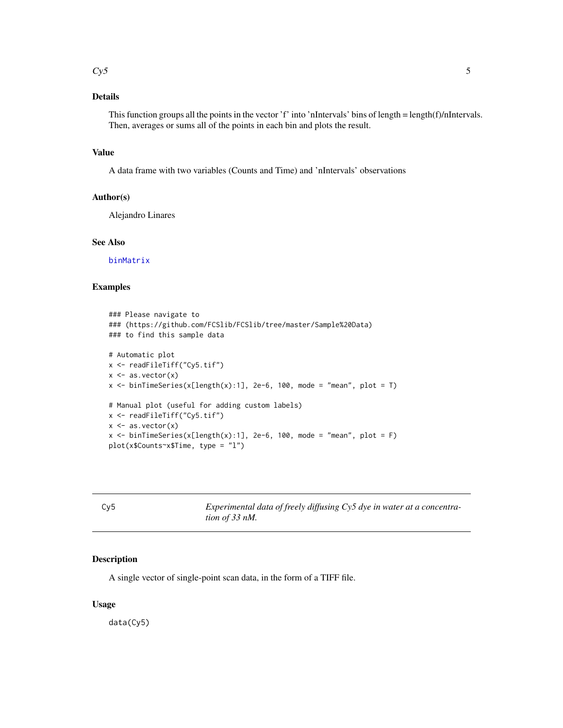## Details

This function groups all the points in the vector 'f' into 'nIntervals' bins of length = length(f)/nIntervals. Then, averages or sums all of the points in each bin and plots the result.

## Value

A data frame with two variables (Counts and Time) and 'nIntervals' observations

## Author(s)

Alejandro Linares

## See Also

binMatrix

## Examples

```
### Please navigate to
### (https://github.com/FCSlib/FCSlib/tree/master/Sample%20Data)
### to find this sample data

# Automatic plot
x <- readFileTiff("Cy5.tif")
x <- as.vector(x)
x <- binTimeSeries(x[length(x):1], 2e-6, 100, mode = "mean", plot = T)

# Manual plot (useful for adding custom labels)
x <- readFileTiff("Cy5.tif")
x <- as.vector(x)
x <- binTimeSeries(x[length(x):1], 2e-6, 100, mode = "mean", plot = F)
plot(x$Counts~x$Time, type = "l")
```

---

# Cy5 — *Experimental data of freely diffusing Cy5 dye in water at a concentration of 33 nM.*

## Description

A single vector of single-point scan data, in the form of a TIFF file.

## Usage

```
data(Cy5)
```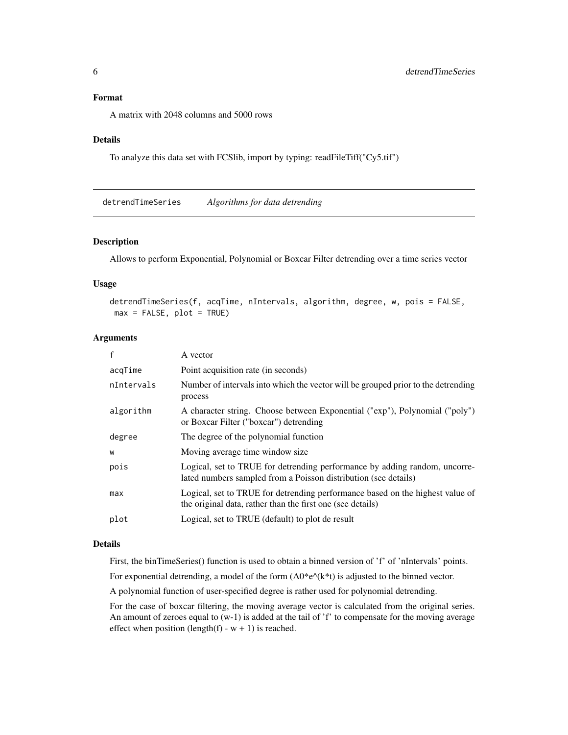## Format

A matrix with 2048 columns and 5000 rows

## Details

To analyze this data set with FCSlib, import by typing: readFileTiff("Cy5.tif")

---

# detrendTimeSeries *Algorithms for data detrending*

## Description

Allows to perform Exponential, Polynomial or Boxcar Filter detrending over a time series vector

## Usage

```
detrendTimeSeries(f, acqTime, nIntervals, algorithm, degree, w, pois = FALSE,
 max = FALSE, plot = TRUE)
```

## Arguments

| | |
|---|---|
| f | A vector |
| acqTime | Point acquisition rate (in seconds) |
| nIntervals | Number of intervals into which the vector will be grouped prior to the detrending process |
| algorithm | A character string. Choose between Exponential ("exp"), Polynomial ("poly") or Boxcar Filter ("boxcar") detrending |
| degree | The degree of the polynomial function |
| w | Moving average time window size |
| pois | Logical, set to TRUE for detrending performance by adding random, uncorrelated numbers sampled from a Poisson distribution (see details) |
| max | Logical, set to TRUE for detrending performance based on the highest value of the original data, rather than the first one (see details) |
| plot | Logical, set to TRUE (default) to plot de result |

## Details

First, the binTimeSeries() function is used to obtain a binned version of 'f' of 'nIntervals' points.

For exponential detrending, a model of the form (A0*e^(k*t) is adjusted to the binned vector.

A polynomial function of user-specified degree is rather used for polynomial detrending.

For the case of boxcar filtering, the moving average vector is calculated from the original series. An amount of zeroes equal to (w-1) is added at the tail of 'f' to compensate for the moving average effect when position (length(f) - w + 1) is reached.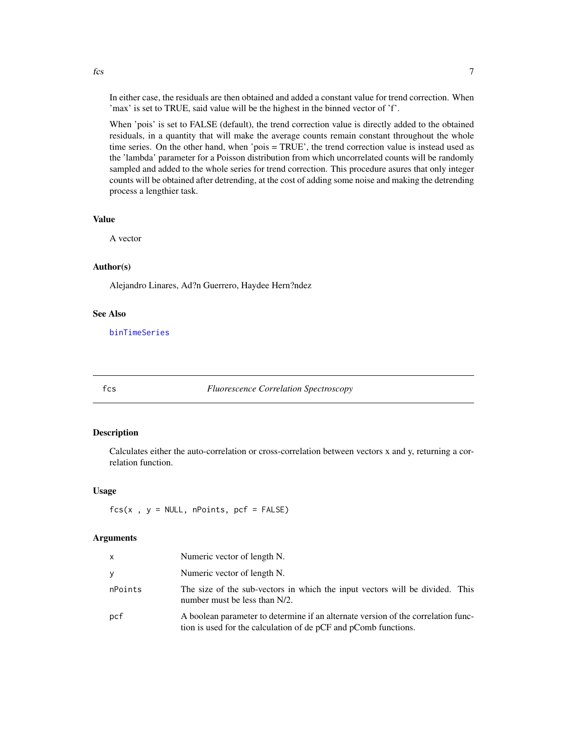In either case, the residuals are then obtained and added a constant value for trend correction. When 'max' is set to TRUE, said value will be the highest in the binned vector of 'f'.

When 'pois' is set to FALSE (default), the trend correction value is directly added to the obtained residuals, in a quantity that will make the average counts remain constant throughout the whole time series. On the other hand, when 'pois = TRUE', the trend correction value is instead used as the 'lambda' parameter for a Poisson distribution from which uncorrelated counts will be randomly sampled and added to the whole series for trend correction. This procedure asures that only integer counts will be obtained after detrending, at the cost of adding some noise and making the detrending process a lengthier task.

### Value

A vector

### Author(s)

Alejandro Linares, Ad?n Guerrero, Haydee Hern?ndez

### See Also

binTimeSeries

---

## fcs — *Fluorescence Correlation Spectroscopy*

### Description

Calculates either the auto-correlation or cross-correlation between vectors x and y, returning a correlation function.

### Usage

```
fcs(x , y = NULL, nPoints, pcf = FALSE)
```

### Arguments

| | |
|---|---|
| x | Numeric vector of length N. |
| y | Numeric vector of length N. |
| nPoints | The size of the sub-vectors in which the input vectors will be divided. This number must be less than N/2. |
| pcf | A boolean parameter to determine if an alternate version of the correlation function is used for the calculation of de pCF and pComb functions. |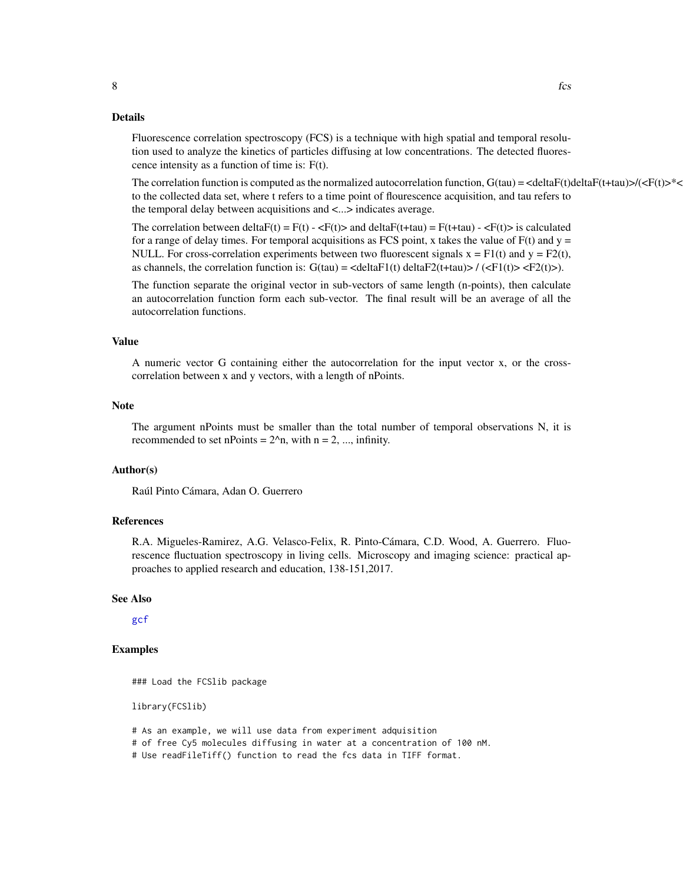### Details

Fluorescence correlation spectroscopy (FCS) is a technique with high spatial and temporal resolution used to analyze the kinetics of particles diffusing at low concentrations. The detected fluorescence intensity as a function of time is: F(t).

The correlation function is computed as the normalized autocorrelation function, G(tau) = <deltaF(t)deltaF(t+tau)>/(<F(t)>*< to the collected data set, where t refers to a time point of flourescence acquisition, and tau refers to the temporal delay between acquisitions and <...> indicates average.

The correlation between deltaF(t) = F(t) - <F(t)> and deltaF(t+tau) = F(t+tau) - <F(t)> is calculated for a range of delay times. For temporal acquisitions as FCS point, x takes the value of F(t) and y = NULL. For cross-correlation experiments between two fluorescent signals x = F1(t) and y = F2(t), as channels, the correlation function is: G(tau) = <deltaF1(t) deltaF2(t+tau)> / (<F1(t)> <F2(t)>).

The function separate the original vector in sub-vectors of same length (n-points), then calculate an autocorrelation function form each sub-vector. The final result will be an average of all the autocorrelation functions.

### Value

A numeric vector G containing either the autocorrelation for the input vector x, or the cross-correlation between x and y vectors, with a length of nPoints.

### Note

The argument nPoints must be smaller than the total number of temporal observations N, it is recommended to set nPoints = 2^n, with n = 2, ..., infinity.

### Author(s)

Raúl Pinto Cámara, Adan O. Guerrero

### References

R.A. Migueles-Ramirez, A.G. Velasco-Felix, R. Pinto-Cámara, C.D. Wood, A. Guerrero. Fluorescence fluctuation spectroscopy in living cells. Microscopy and imaging science: practical approaches to applied research and education, 138-151,2017.

### See Also

gcf

### Examples

```
### Load the FCSlib package

library(FCSlib)

# As an example, we will use data from experiment adquisition
# of free Cy5 molecules diffusing in water at a concentration of 100 nM.
# Use readFileTiff() function to read the fcs data in TIFF format.
```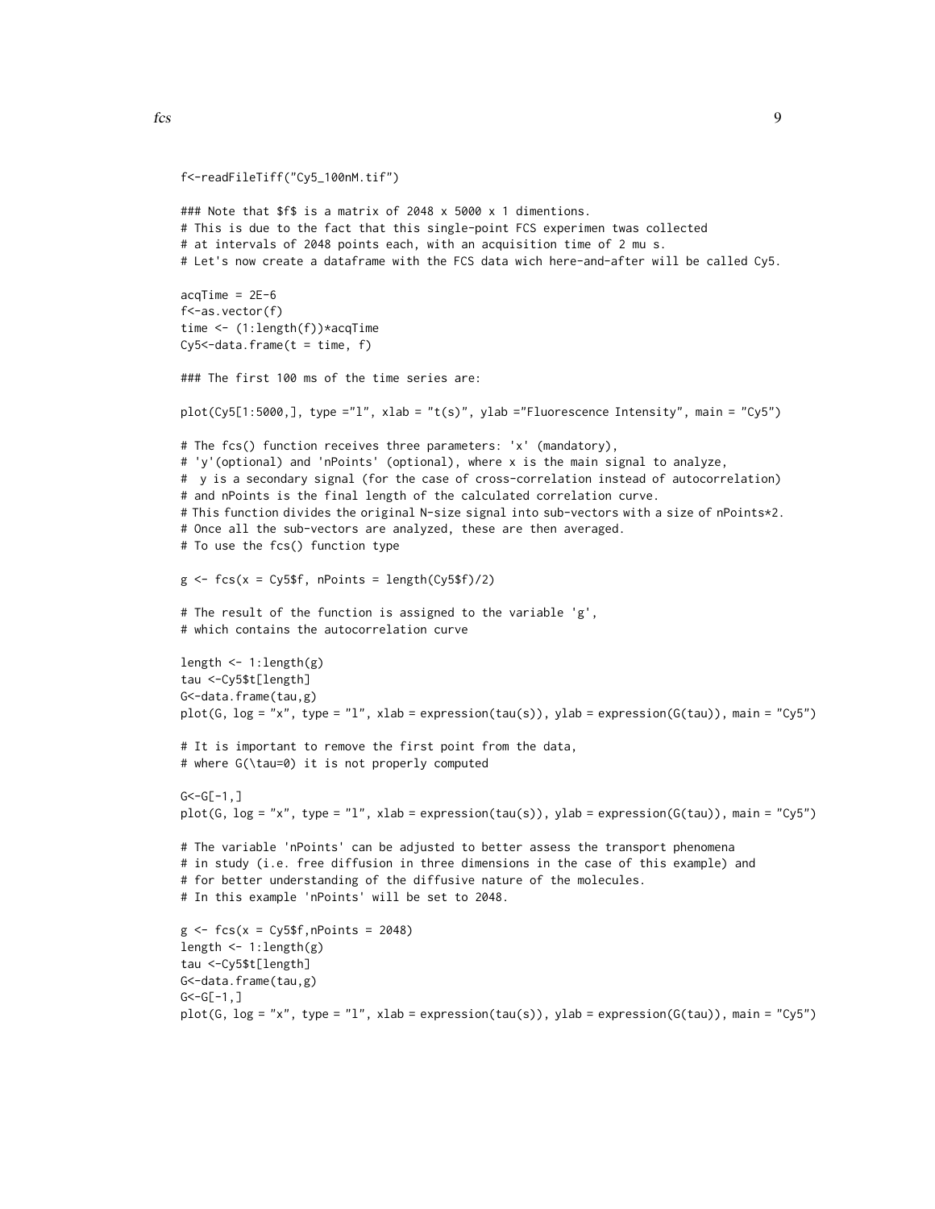```
f<-readFileTiff("Cy5_100nM.tif")

### Note that $f$ is a matrix of 2048 x 5000 x 1 dimentions.
# This is due to the fact that this single-point FCS experimen twas collected
# at intervals of 2048 points each, with an acquisition time of 2 mu s.
# Let's now create a dataframe with the FCS data wich here-and-after will be called Cy5.

acqTime = 2E-6
f<-as.vector(f)
time <- (1:length(f))*acqTime
Cy5<-data.frame(t = time, f)

### The first 100 ms of the time series are:

plot(Cy5[1:5000,], type ="l", xlab = "t(s)", ylab ="Fluorescence Intensity", main = "Cy5")

# The fcs() function receives three parameters: 'x' (mandatory),
# 'y'(optional) and 'nPoints' (optional), where x is the main signal to analyze,
#  y is a secondary signal (for the case of cross-correlation instead of autocorrelation)
# and nPoints is the final length of the calculated correlation curve.
# This function divides the original N-size signal into sub-vectors with a size of nPoints*2.
# Once all the sub-vectors are analyzed, these are then averaged.
# To use the fcs() function type

g <- fcs(x = Cy5$f, nPoints = length(Cy5$f)/2)

# The result of the function is assigned to the variable 'g',
# which contains the autocorrelation curve

length <- 1:length(g)
tau <-Cy5$t[length]
G<-data.frame(tau,g)
plot(G, log = "x", type = "l", xlab = expression(tau(s)), ylab = expression(G(tau)), main = "Cy5")

# It is important to remove the first point from the data,
# where G(\tau=0) it is not properly computed

G<-G[-1,]
plot(G, log = "x", type = "l", xlab = expression(tau(s)), ylab = expression(G(tau)), main = "Cy5")

# The variable 'nPoints' can be adjusted to better assess the transport phenomena
# in study (i.e. free diffusion in three dimensions in the case of this example) and
# for better understanding of the diffusive nature of the molecules.
# In this example 'nPoints' will be set to 2048.

g <- fcs(x = Cy5$f,nPoints = 2048)
length <- 1:length(g)
tau <-Cy5$t[length]
G<-data.frame(tau,g)
G<-G[-1,]
plot(G, log = "x", type = "l", xlab = expression(tau(s)), ylab = expression(G(tau)), main = "Cy5")
```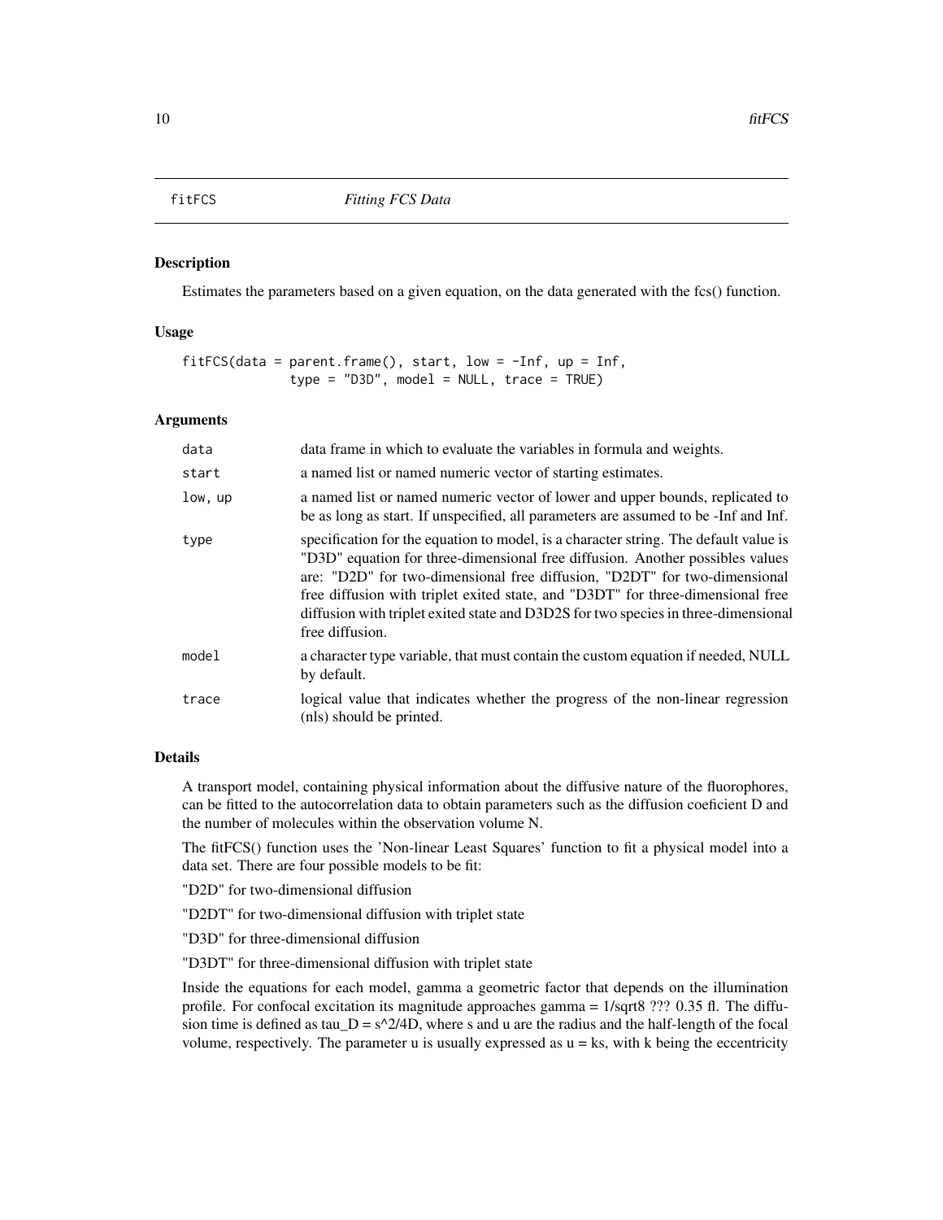# fitFCS *Fitting FCS Data*

### Description

Estimates the parameters based on a given equation, on the data generated with the fcs() function.

### Usage

```
fitFCS(data = parent.frame(), start, low = -Inf, up = Inf,
            type = "D3D", model = NULL, trace = TRUE)
```

### Arguments

| | |
|---|---|
| data | data frame in which to evaluate the variables in formula and weights. |
| start | a named list or named numeric vector of starting estimates. |
| low, up | a named list or named numeric vector of lower and upper bounds, replicated to be as long as start. If unspecified, all parameters are assumed to be -Inf and Inf. |
| type | specification for the equation to model, is a character string. The default value is "D3D" equation for three-dimensional free diffusion. Another possibles values are: "D2D" for two-dimensional free diffusion, "D2DT" for two-dimensional free diffusion with triplet exited state, and "D3DT" for three-dimensional free diffusion with triplet exited state and D3D2S for two species in three-dimensional free diffusion. |
| model | a character type variable, that must contain the custom equation if needed, NULL by default. |
| trace | logical value that indicates whether the progress of the non-linear regression (nls) should be printed. |

### Details

A transport model, containing physical information about the diffusive nature of the fluorophores, can be fitted to the autocorrelation data to obtain parameters such as the diffusion coeficient D and the number of molecules within the observation volume N.

The fitFCS() function uses the 'Non-linear Least Squares' function to fit a physical model into a data set. There are four possible models to be fit:

"D2D" for two-dimensional diffusion

"D2DT" for two-dimensional diffusion with triplet state

"D3D" for three-dimensional diffusion

"D3DT" for three-dimensional diffusion with triplet state

Inside the equations for each model, gamma a geometric factor that depends on the illumination profile. For confocal excitation its magnitude approaches gamma = 1/sqrt8 ??? 0.35 fl. The diffusion time is defined as tau_D = s^2/4D, where s and u are the radius and the half-length of the focal volume, respectively. The parameter u is usually expressed as u = ks, with k being the eccentricity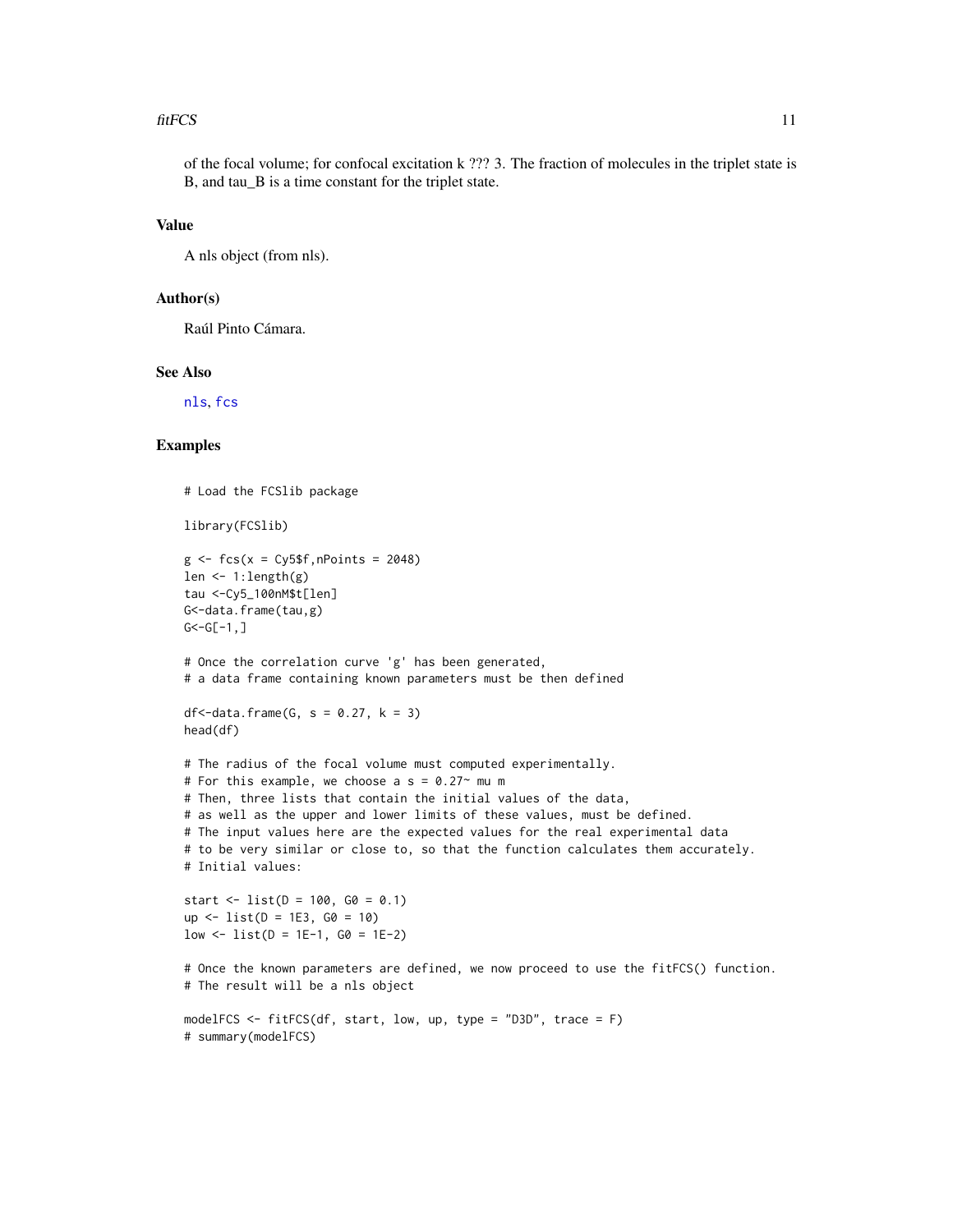of the focal volume; for confocal excitation k ??? 3. The fraction of molecules in the triplet state is B, and tau_B is a time constant for the triplet state.

## Value

A nls object (from nls).

## Author(s)

Raúl Pinto Cámara.

## See Also

nls, fcs

## Examples

```
# Load the FCSlib package

library(FCSlib)

g <- fcs(x = Cy5$f,nPoints = 2048)
len <- 1:length(g)
tau <-Cy5_100nM$t[len]
G<-data.frame(tau,g)
G<-G[-1,]

# Once the correlation curve 'g' has been generated,
# a data frame containing known parameters must be then defined

df<-data.frame(G, s = 0.27, k = 3)
head(df)

# The radius of the focal volume must computed experimentally.
# For this example, we choose a s = 0.27~ mu m
# Then, three lists that contain the initial values of the data,
# as well as the upper and lower limits of these values, must be defined.
# The input values here are the expected values for the real experimental data
# to be very similar or close to, so that the function calculates them accurately.
# Initial values:

start <- list(D = 100, G0 = 0.1)
up <- list(D = 1E3, G0 = 10)
low <- list(D = 1E-1, G0 = 1E-2)

# Once the known parameters are defined, we now proceed to use the fitFCS() function.
# The result will be a nls object

modelFCS <- fitFCS(df, start, low, up, type = "D3D", trace = F)
# summary(modelFCS)
```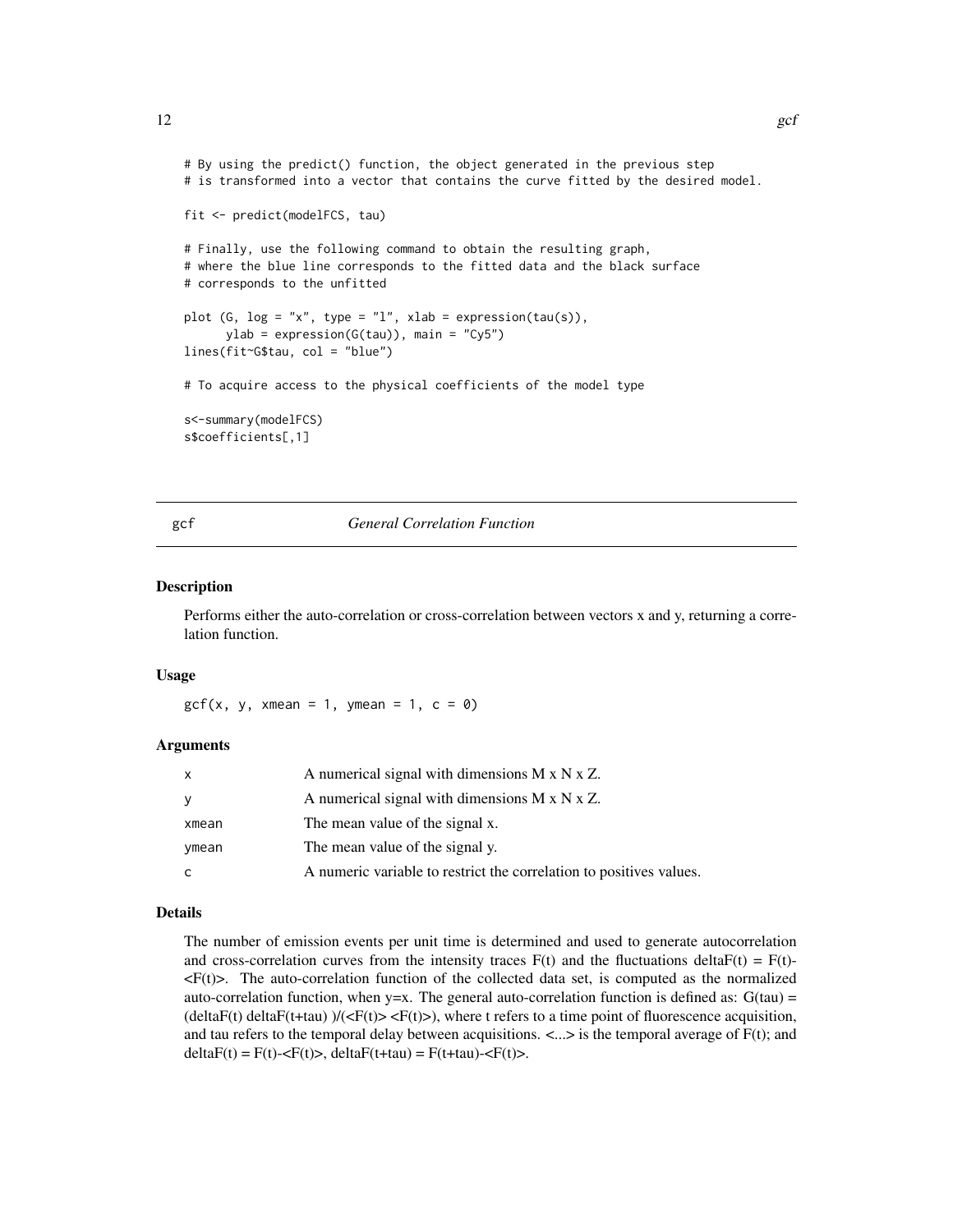```
# By using the predict() function, the object generated in the previous step
# is transformed into a vector that contains the curve fitted by the desired model.

fit <- predict(modelFCS, tau)

# Finally, use the following command to obtain the resulting graph,
# where the blue line corresponds to the fitted data and the black surface
# corresponds to the unfitted

plot (G, log = "x", type = "l", xlab = expression(tau(s)),
      ylab = expression(G(tau)), main = "Cy5")
lines(fit~G$tau, col = "blue")

# To acquire access to the physical coefficients of the model type

s<-summary(modelFCS)
s$coefficients[,1]
```

## gcf — *General Correlation Function*

### Description

Performs either the auto-correlation or cross-correlation between vectors x and y, returning a correlation function.

### Usage

```
gcf(x, y, xmean = 1, ymean = 1, c = 0)
```

### Arguments

| | |
|---|---|
| x | A numerical signal with dimensions M x N x Z. |
| y | A numerical signal with dimensions M x N x Z. |
| xmean | The mean value of the signal x. |
| ymean | The mean value of the signal y. |
| c | A numeric variable to restrict the correlation to positives values. |

### Details

The number of emission events per unit time is determined and used to generate autocorrelation and cross-correlation curves from the intensity traces F(t) and the fluctuations deltaF(t) = F(t)-<F(t)>. The auto-correlation function of the collected data set, is computed as the normalized auto-correlation function, when y=x. The general auto-correlation function is defined as: G(tau) = (deltaF(t) deltaF(t+tau) )/(<F(t)> <F(t)>), where t refers to a time point of fluorescence acquisition, and tau refers to the temporal delay between acquisitions. <...> is the temporal average of F(t); and deltaF(t) = F(t)-<F(t)>, deltaF(t+tau) = F(t+tau)-<F(t)>.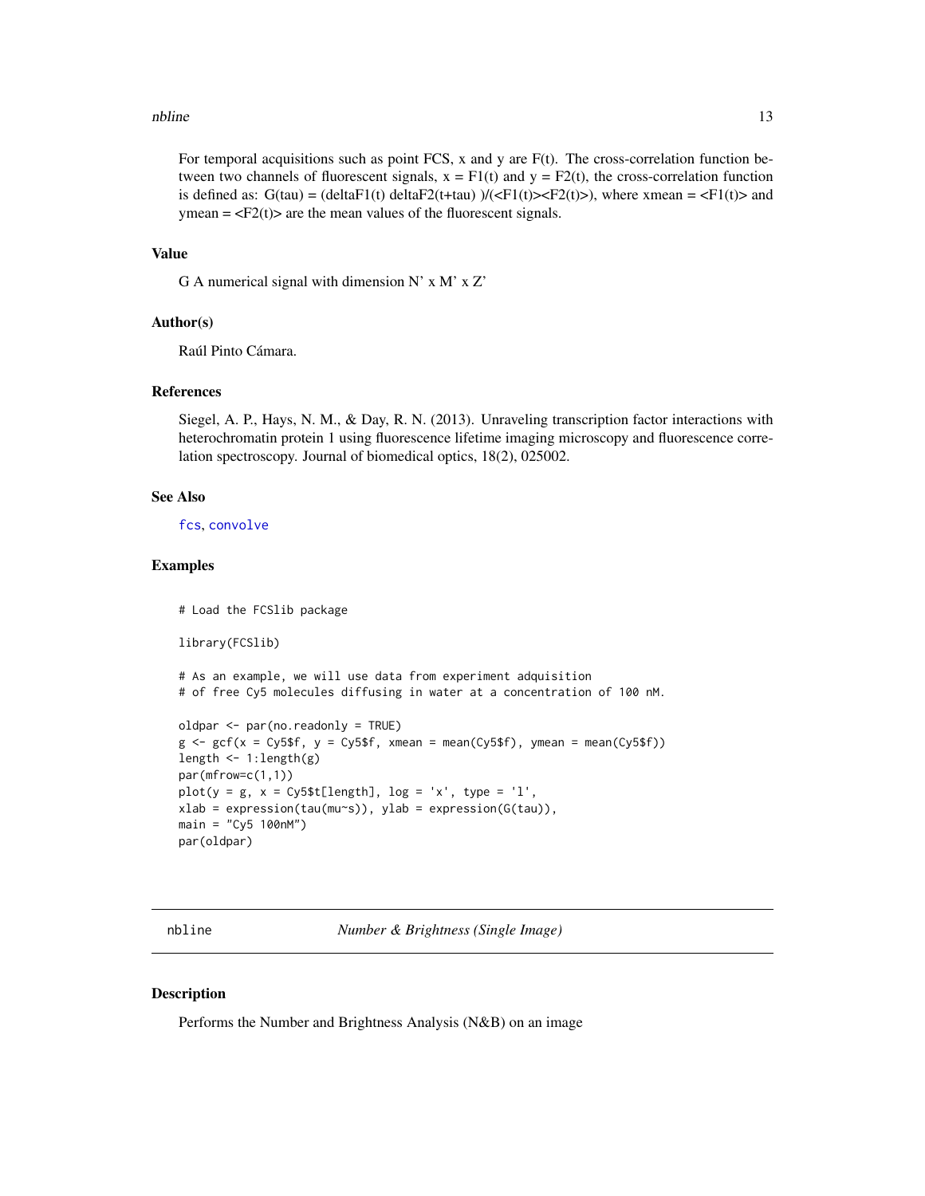For temporal acquisitions such as point FCS, x and y are F(t). The cross-correlation function between two channels of fluorescent signals, x = F1(t) and y = F2(t), the cross-correlation function is defined as: G(tau) = (deltaF1(t) deltaF2(t+tau) )/(<F1(t)><F2(t)>), where xmean = <F1(t)> and ymean = <F2(t)> are the mean values of the fluorescent signals.

### Value

G A numerical signal with dimension N' x M' x Z'

### Author(s)

Raúl Pinto Cámara.

### References

Siegel, A. P., Hays, N. M., & Day, R. N. (2013). Unraveling transcription factor interactions with heterochromatin protein 1 using fluorescence lifetime imaging microscopy and fluorescence correlation spectroscopy. Journal of biomedical optics, 18(2), 025002.

### See Also

fcs, convolve

### Examples

```
# Load the FCSlib package

library(FCSlib)

# As an example, we will use data from experiment adquisition
# of free Cy5 molecules diffusing in water at a concentration of 100 nM.

oldpar <- par(no.readonly = TRUE)
g <- gcf(x = Cy5$f, y = Cy5$f, xmean = mean(Cy5$f), ymean = mean(Cy5$f))
length <- 1:length(g)
par(mfrow=c(1,1))
plot(y = g, x = Cy5$t[length], log = 'x', type = 'l',
xlab = expression(tau(mu~s)), ylab = expression(G(tau)),
main = "Cy5 100nM")
par(oldpar)
```

---

## nbline — *Number & Brightness (Single Image)*

### Description

Performs the Number and Brightness Analysis (N&B) on an image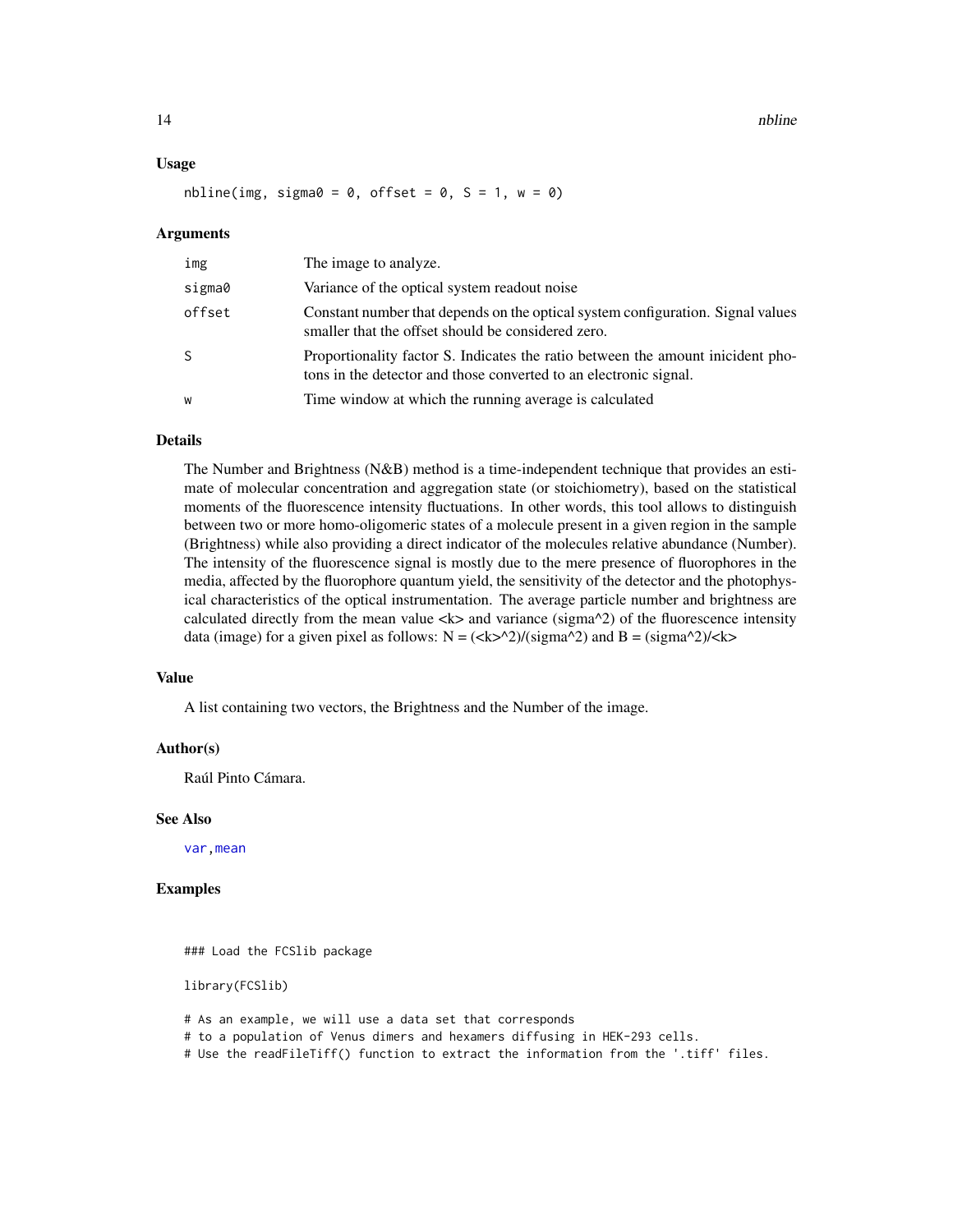## Usage

```
nbline(img, sigma0 = 0, offset = 0, S = 1, w = 0)
```

## Arguments

| Argument | Description |
|---|---|
| img | The image to analyze. |
| sigma0 | Variance of the optical system readout noise |
| offset | Constant number that depends on the optical system configuration. Signal values smaller that the offset should be considered zero. |
| S | Proportionality factor S. Indicates the ratio between the amount inicident photons in the detector and those converted to an electronic signal. |
| w | Time window at which the running average is calculated |

## Details

The Number and Brightness (N&B) method is a time-independent technique that provides an estimate of molecular concentration and aggregation state (or stoichiometry), based on the statistical moments of the fluorescence intensity fluctuations. In other words, this tool allows to distinguish between two or more homo-oligomeric states of a molecule present in a given region in the sample (Brightness) while also providing a direct indicator of the molecules relative abundance (Number). The intensity of the fluorescence signal is mostly due to the mere presence of fluorophores in the media, affected by the fluorophore quantum yield, the sensitivity of the detector and the photophysical characteristics of the optical instrumentation. The average particle number and brightness are calculated directly from the mean value <k> and variance (sigma^2) of the fluorescence intensity data (image) for a given pixel as follows: N = (<k>^2)/(sigma^2) and B = (sigma^2)/<k>

## Value

A list containing two vectors, the Brightness and the Number of the image.

## Author(s)

Raúl Pinto Cámara.

## See Also

var, mean

## Examples

```
### Load the FCSlib package

library(FCSlib)

# As an example, we will use a data set that corresponds
# to a population of Venus dimers and hexamers diffusing in HEK-293 cells.
# Use the readFileTiff() function to extract the information from the '.tiff' files.
```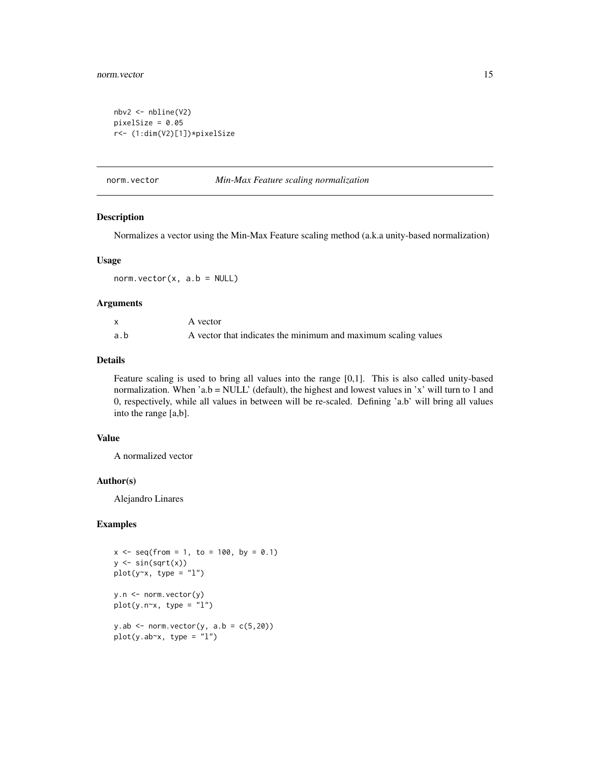```
nbv2 <- nbline(V2)
pixelSize = 0.05
r<- (1:dim(V2)[1])*pixelSize
```

## norm.vector *Min-Max Feature scaling normalization*

### Description

Normalizes a vector using the Min-Max Feature scaling method (a.k.a unity-based normalization)

### Usage

```
norm.vector(x, a.b = NULL)
```

### Arguments

| | |
|---|---|
| x | A vector |
| a.b | A vector that indicates the minimum and maximum scaling values |

### Details

Feature scaling is used to bring all values into the range [0,1]. This is also called unity-based normalization. When 'a.b = NULL' (default), the highest and lowest values in 'x' will turn to 1 and 0, respectively, while all values in between will be re-scaled. Defining 'a.b' will bring all values into the range [a,b].

### Value

A normalized vector

### Author(s)

Alejandro Linares

### Examples

```
x <- seq(from = 1, to = 100, by = 0.1)
y <- sin(sqrt(x))
plot(y~x, type = "l")

y.n <- norm.vector(y)
plot(y.n~x, type = "l")

y.ab <- norm.vector(y, a.b = c(5,20))
plot(y.ab~x, type = "l")
```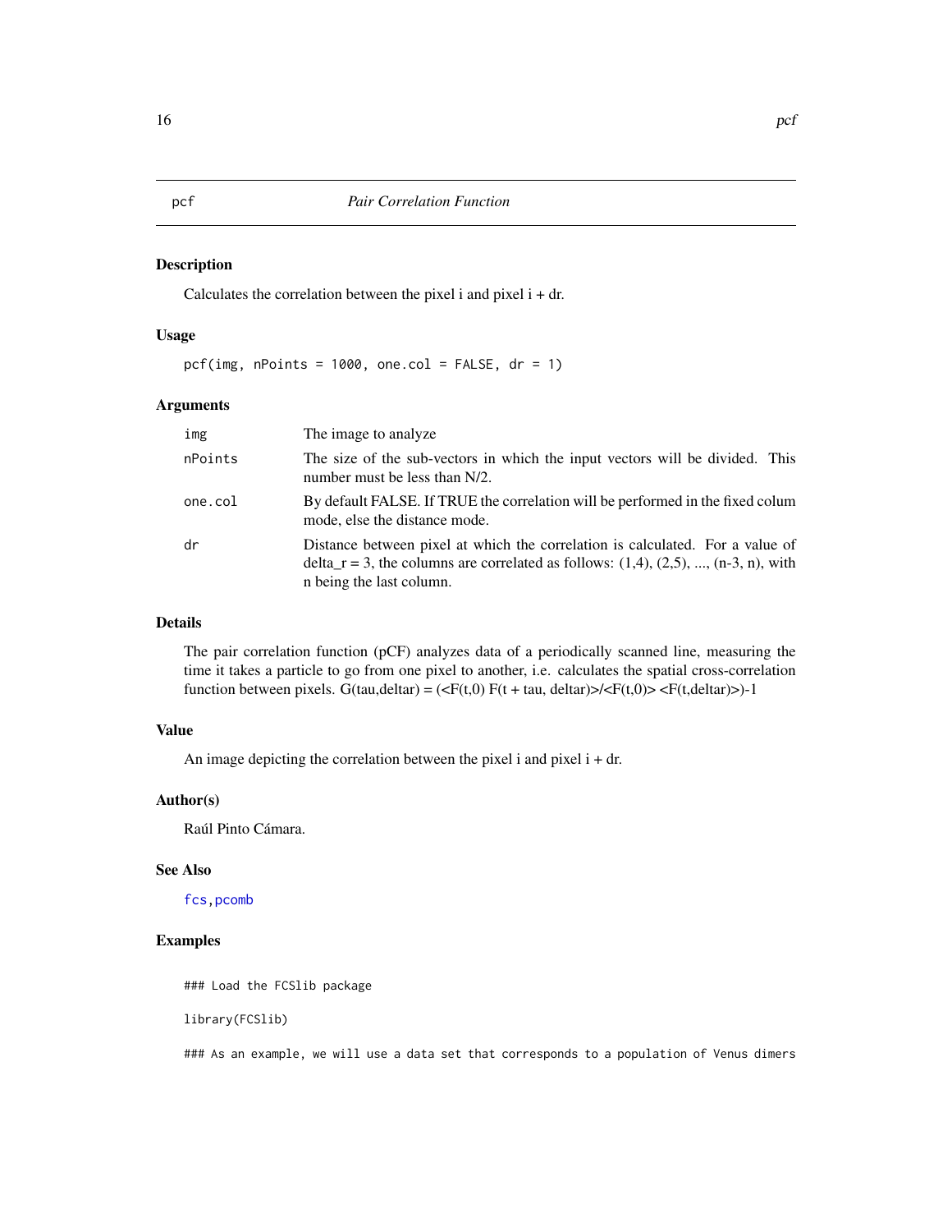# pcf — *Pair Correlation Function*

## Description

Calculates the correlation between the pixel i and pixel i + dr.

## Usage

```
pcf(img, nPoints = 1000, one.col = FALSE, dr = 1)
```

## Arguments

| Argument | Description |
|---|---|
| `img` | The image to analyze |
| `nPoints` | The size of the sub-vectors in which the input vectors will be divided. This number must be less than N/2. |
| `one.col` | By default FALSE. If TRUE the correlation will be performed in the fixed colum mode, else the distance mode. |
| `dr` | Distance between pixel at which the correlation is calculated. For a value of delta_r = 3, the columns are correlated as follows: (1,4), (2,5), ..., (n-3, n), with n being the last column. |

## Details

The pair correlation function (pCF) analyzes data of a periodically scanned line, measuring the time it takes a particle to go from one pixel to another, i.e. calculates the spatial cross-correlation function between pixels. G(tau,deltar) = (<F(t,0) F(t + tau, deltar)>/<F(t,0)> <F(t,deltar)>)-1

## Value

An image depicting the correlation between the pixel i and pixel i + dr.

## Author(s)

Raúl Pinto Cámara.

## See Also

`fcs`, `pcomb`

## Examples

```
### Load the FCSlib package

library(FCSlib)

### As an example, we will use a data set that corresponds to a population of Venus dimers
```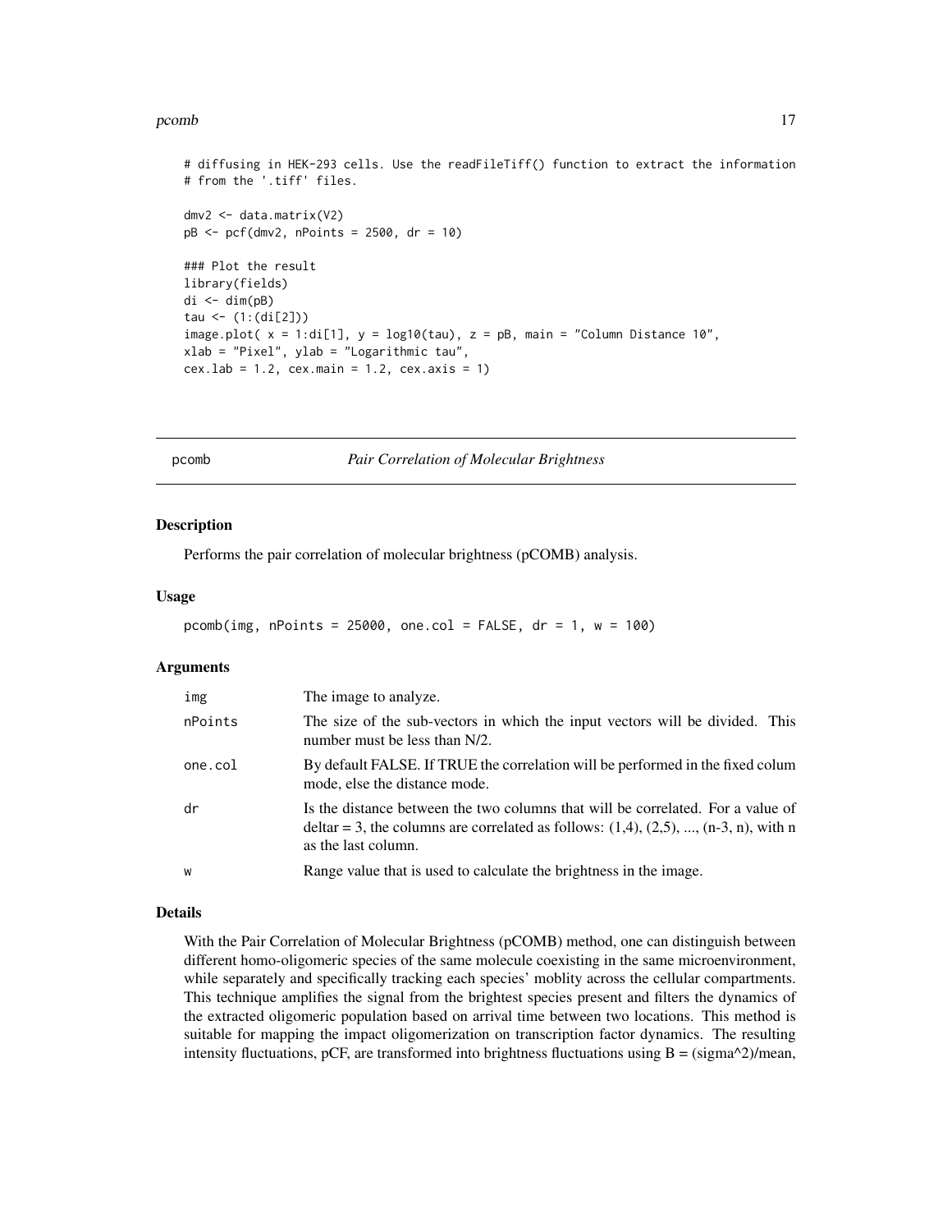```
# diffusing in HEK-293 cells. Use the readFileTiff() function to extract the information
# from the '.tiff' files.

dmv2 <- data.matrix(V2)
pB <- pcf(dmv2, nPoints = 2500, dr = 10)

### Plot the result
library(fields)
di <- dim(pB)
tau <- (1:(di[2]))
image.plot( x = 1:di[1], y = log10(tau), z = pB, main = "Column Distance 10",
xlab = "Pixel", ylab = "Logarithmic tau",
cex.lab = 1.2, cex.main = 1.2, cex.axis = 1)
```

## pcomb — *Pair Correlation of Molecular Brightness*

### Description

Performs the pair correlation of molecular brightness (pCOMB) analysis.

### Usage

```
pcomb(img, nPoints = 25000, one.col = FALSE, dr = 1, w = 100)
```

### Arguments

| | |
|---|---|
| img | The image to analyze. |
| nPoints | The size of the sub-vectors in which the input vectors will be divided. This number must be less than N/2. |
| one.col | By default FALSE. If TRUE the correlation will be performed in the fixed colum mode, else the distance mode. |
| dr | Is the distance between the two columns that will be correlated. For a value of deltar = 3, the columns are correlated as follows: (1,4), (2,5), ..., (n-3, n), with n as the last column. |
| w | Range value that is used to calculate the brightness in the image. |

### Details

With the Pair Correlation of Molecular Brightness (pCOMB) method, one can distinguish between different homo-oligomeric species of the same molecule coexisting in the same microenvironment, while separately and specifically tracking each species' moblity across the cellular compartments. This technique amplifies the signal from the brightest species present and filters the dynamics of the extracted oligomeric population based on arrival time between two locations. This method is suitable for mapping the impact oligomerization on transcription factor dynamics. The resulting intensity fluctuations, pCF, are transformed into brightness fluctuations using B = (sigma^2)/mean,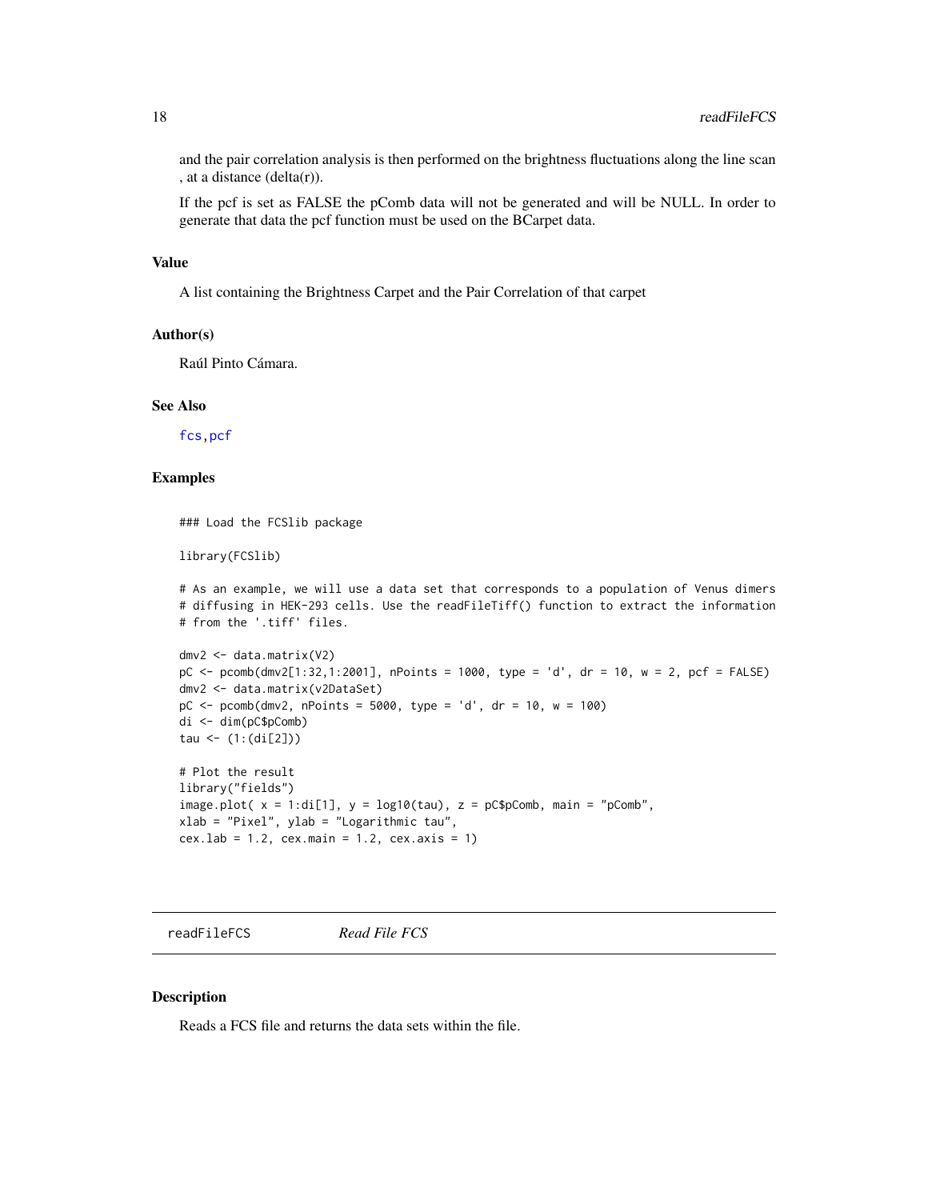and the pair correlation analysis is then performed on the brightness fluctuations along the line scan , at a distance (delta(r)).

If the pcf is set as FALSE the pComb data will not be generated and will be NULL. In order to generate that data the pcf function must be used on the BCarpet data.

### Value

A list containing the Brightness Carpet and the Pair Correlation of that carpet

### Author(s)

Raúl Pinto Cámara.

### See Also

fcs, pcf

### Examples

```
### Load the FCSlib package

library(FCSlib)

# As an example, we will use a data set that corresponds to a population of Venus dimers
# diffusing in HEK-293 cells. Use the readFileTiff() function to extract the information
# from the '.tiff' files.

dmv2 <- data.matrix(V2)
pC <- pcomb(dmv2[1:32,1:2001], nPoints = 1000, type = 'd', dr = 10, w = 2, pcf = FALSE)
dmv2 <- data.matrix(v2DataSet)
pC <- pcomb(dmv2, nPoints = 5000, type = 'd', dr = 10, w = 100)
di <- dim(pC$pComb)
tau <- (1:(di[2]))

# Plot the result
library("fields")
image.plot( x = 1:di[1], y = log10(tau), z = pC$pComb, main = "pComb",
xlab = "Pixel", ylab = "Logarithmic tau",
cex.lab = 1.2, cex.main = 1.2, cex.axis = 1)
```

---

## readFileFCS *Read File FCS*

### Description

Reads a FCS file and returns the data sets within the file.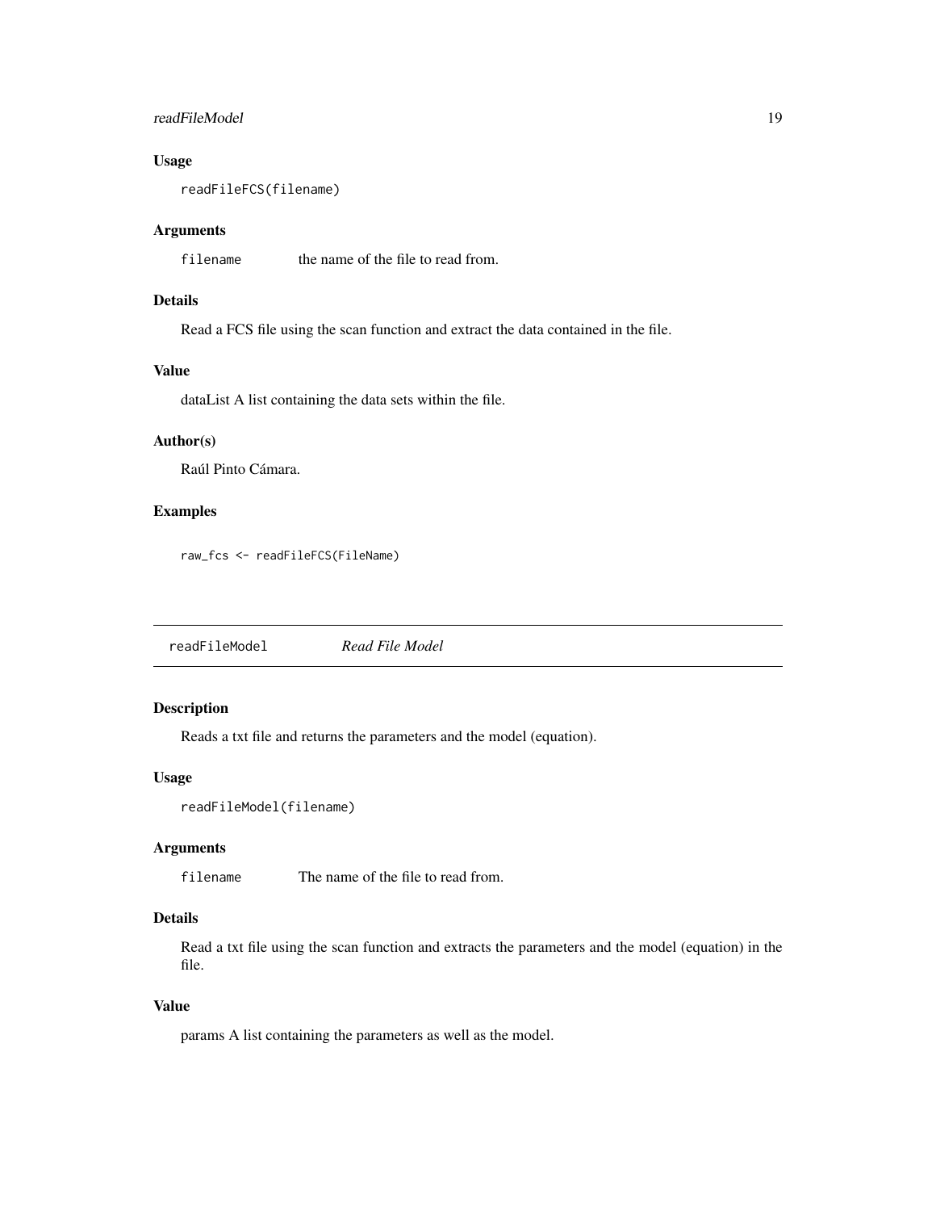### Usage

```
readFileFCS(filename)
```

### Arguments

`filename` the name of the file to read from.

### Details

Read a FCS file using the scan function and extract the data contained in the file.

### Value

dataList A list containing the data sets within the file.

### Author(s)

Raúl Pinto Cámara.

### Examples

```
raw_fcs <- readFileFCS(FileName)
```

---

## readFileModel *Read File Model*

---

### Description

Reads a txt file and returns the parameters and the model (equation).

### Usage

```
readFileModel(filename)
```

### Arguments

`filename` The name of the file to read from.

### Details

Read a txt file using the scan function and extracts the parameters and the model (equation) in the file.

### Value

params A list containing the parameters as well as the model.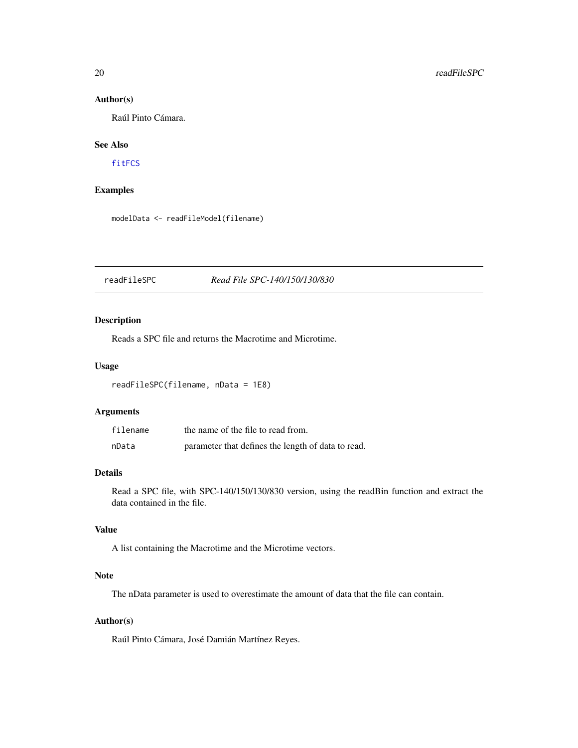### Author(s)

Raúl Pinto Cámara.

### See Also

fitFCS

### Examples

```
modelData <- readFileModel(filename)
```

---

## readFileSPC — *Read File SPC-140/150/130/830*

---

### Description

Reads a SPC file and returns the Macrotime and Microtime.

### Usage

```
readFileSPC(filename, nData = 1E8)
```

### Arguments

| | |
|---|---|
| `filename` | the name of the file to read from. |
| `nData` | parameter that defines the length of data to read. |

### Details

Read a SPC file, with SPC-140/150/130/830 version, using the readBin function and extract the data contained in the file.

### Value

A list containing the Macrotime and the Microtime vectors.

### Note

The nData parameter is used to overestimate the amount of data that the file can contain.

### Author(s)

Raúl Pinto Cámara, José Damián Martínez Reyes.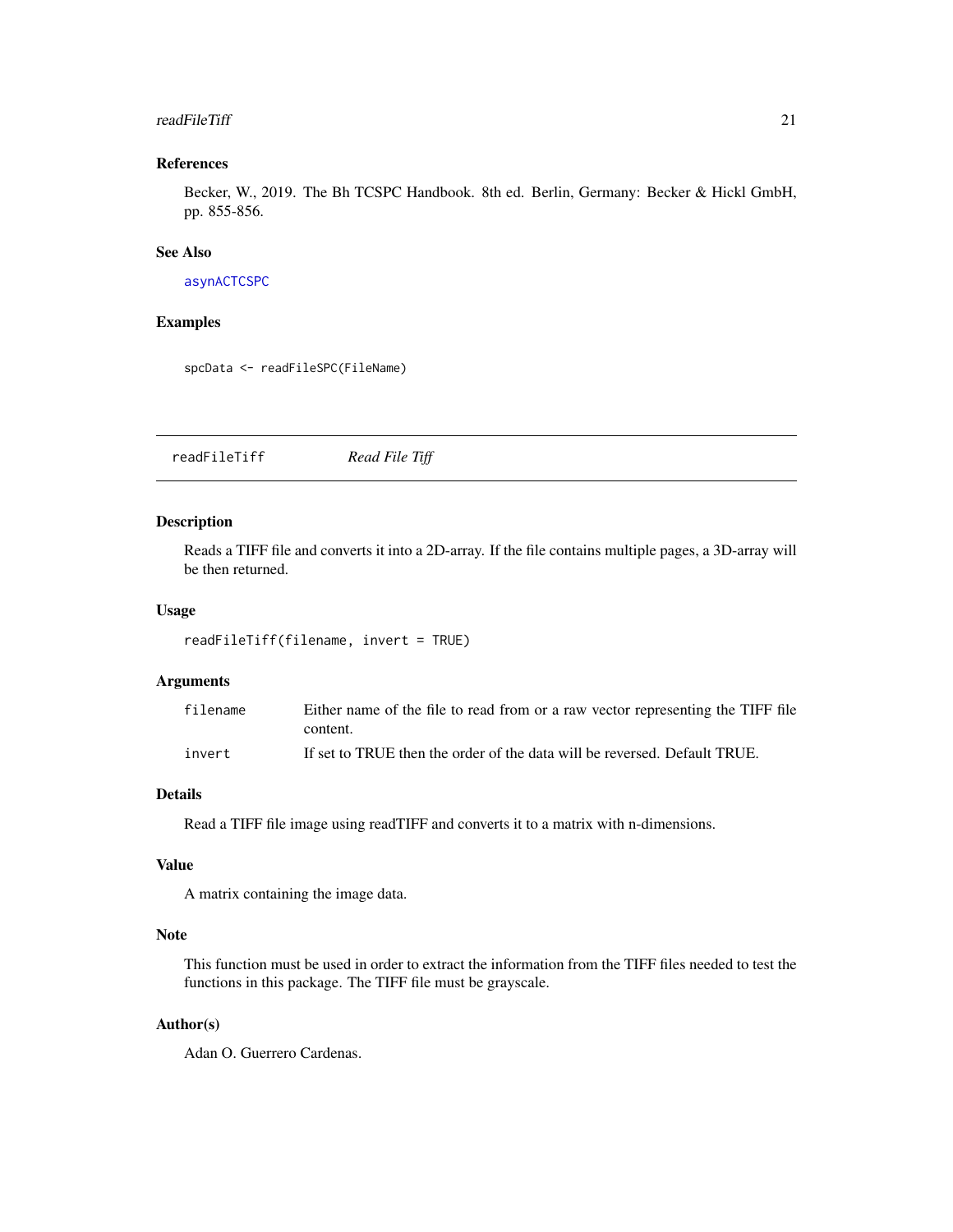### References

Becker, W., 2019. The Bh TCSPC Handbook. 8th ed. Berlin, Germany: Becker & Hickl GmbH, pp. 855-856.

### See Also

asynACTCSPC

### Examples

```
spcData <- readFileSPC(FileName)
```

---

## readFileTiff *Read File Tiff*

---

### Description

Reads a TIFF file and converts it into a 2D-array. If the file contains multiple pages, a 3D-array will be then returned.

### Usage

```
readFileTiff(filename, invert = TRUE)
```

### Arguments

| | |
|---|---|
| filename | Either name of the file to read from or a raw vector representing the TIFF file content. |
| invert | If set to TRUE then the order of the data will be reversed. Default TRUE. |

### Details

Read a TIFF file image using readTIFF and converts it to a matrix with n-dimensions.

### Value

A matrix containing the image data.

### Note

This function must be used in order to extract the information from the TIFF files needed to test the functions in this package. The TIFF file must be grayscale.

### Author(s)

Adan O. Guerrero Cardenas.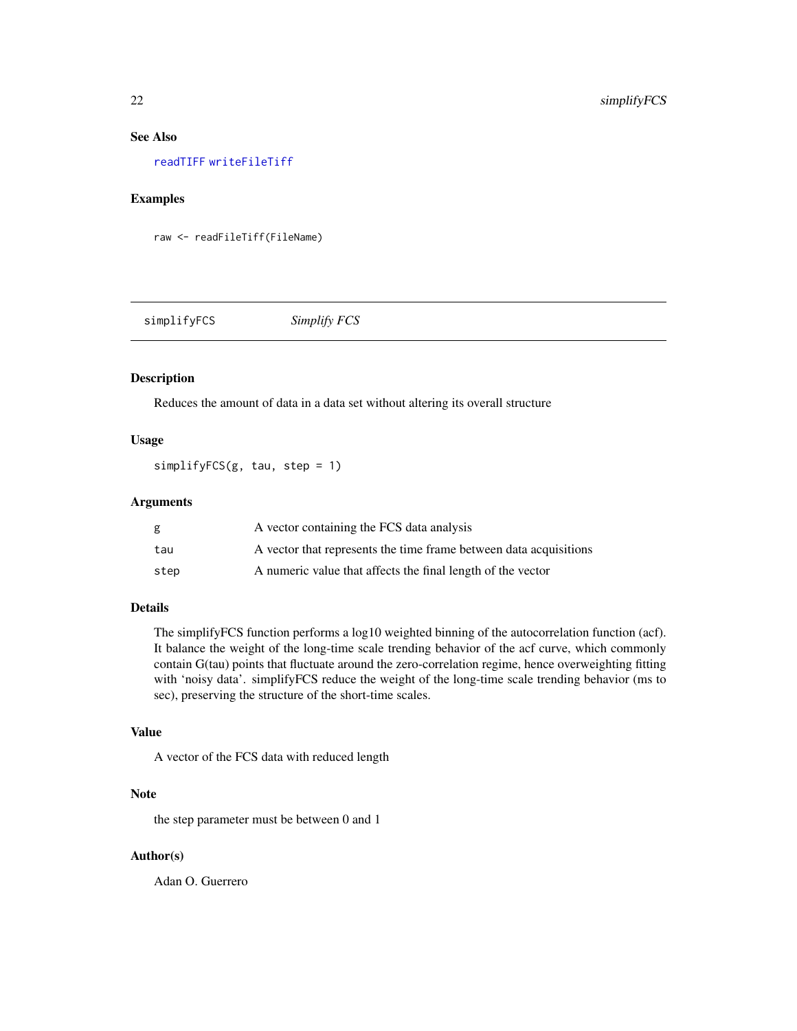### See Also

readTIFF writeFileTiff

### Examples

```
raw <- readFileTiff(FileName)
```

---

## simplifyFCS *Simplify FCS*

---

### Description

Reduces the amount of data in a data set without altering its overall structure

### Usage

```
simplifyFCS(g, tau, step = 1)
```

### Arguments

| | |
|---|---|
| g | A vector containing the FCS data analysis |
| tau | A vector that represents the time frame between data acquisitions |
| step | A numeric value that affects the final length of the vector |

### Details

The simplifyFCS function performs a log10 weighted binning of the autocorrelation function (acf). It balance the weight of the long-time scale trending behavior of the acf curve, which commonly contain G(tau) points that fluctuate around the zero-correlation regime, hence overweighting fitting with 'noisy data'. simplifyFCS reduce the weight of the long-time scale trending behavior (ms to sec), preserving the structure of the short-time scales.

### Value

A vector of the FCS data with reduced length

### Note

the step parameter must be between 0 and 1

### Author(s)

Adan O. Guerrero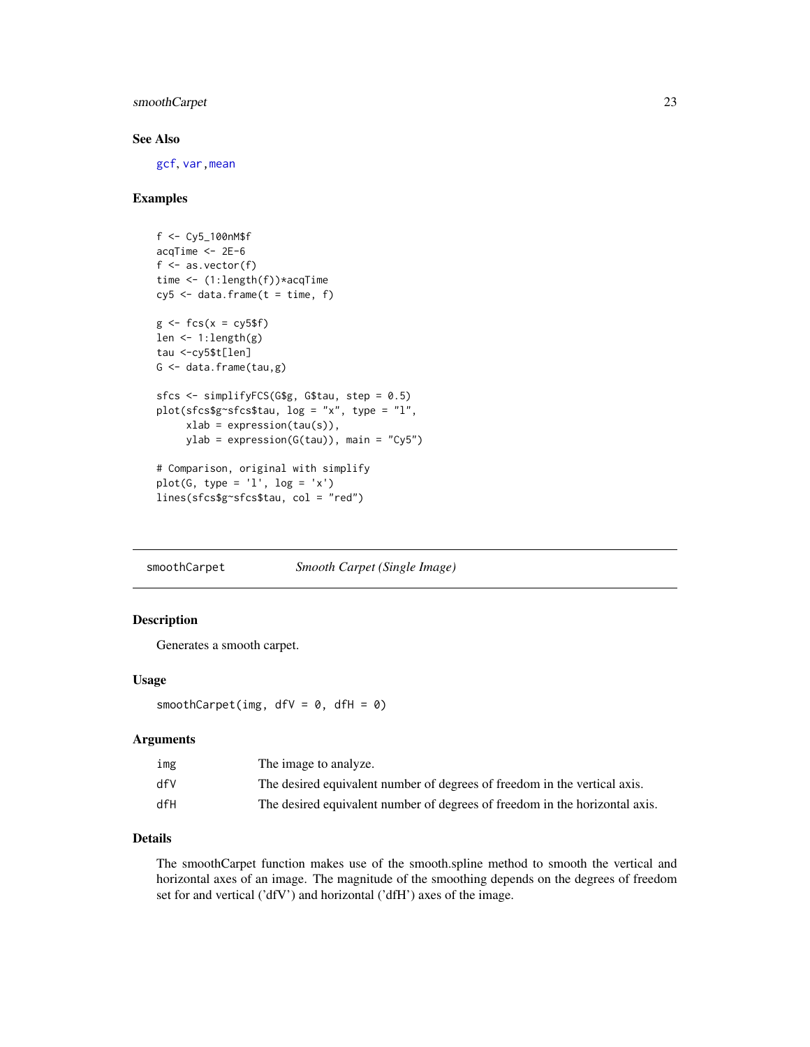### See Also

gcf, var, mean

### Examples

```
f <- Cy5_100nM$f
acqTime <- 2E-6
f <- as.vector(f)
time <- (1:length(f))*acqTime
cy5 <- data.frame(t = time, f)

g <- fcs(x = cy5$f)
len <- 1:length(g)
tau <-cy5$t[len]
G <- data.frame(tau,g)

sfcs <- simplifyFCS(G$g, G$tau, step = 0.5)
plot(sfcs$g~sfcs$tau, log = "x", type = "l",
     xlab = expression(tau(s)),
     ylab = expression(G(tau)), main = "Cy5")

# Comparison, original with simplify
plot(G, type = 'l', log = 'x')
lines(sfcs$g~sfcs$tau, col = "red")
```

---

## smoothCarpet &nbsp;&nbsp;&nbsp;&nbsp; *Smooth Carpet (Single Image)*

### Description

Generates a smooth carpet.

### Usage

```
smoothCarpet(img, dfV = 0, dfH = 0)
```

### Arguments

| | |
|---|---|
| img | The image to analyze. |
| dfV | The desired equivalent number of degrees of freedom in the vertical axis. |
| dfH | The desired equivalent number of degrees of freedom in the horizontal axis. |

### Details

The smoothCarpet function makes use of the smooth.spline method to smooth the vertical and horizontal axes of an image. The magnitude of the smoothing depends on the degrees of freedom set for and vertical ('dfV') and horizontal ('dfH') axes of the image.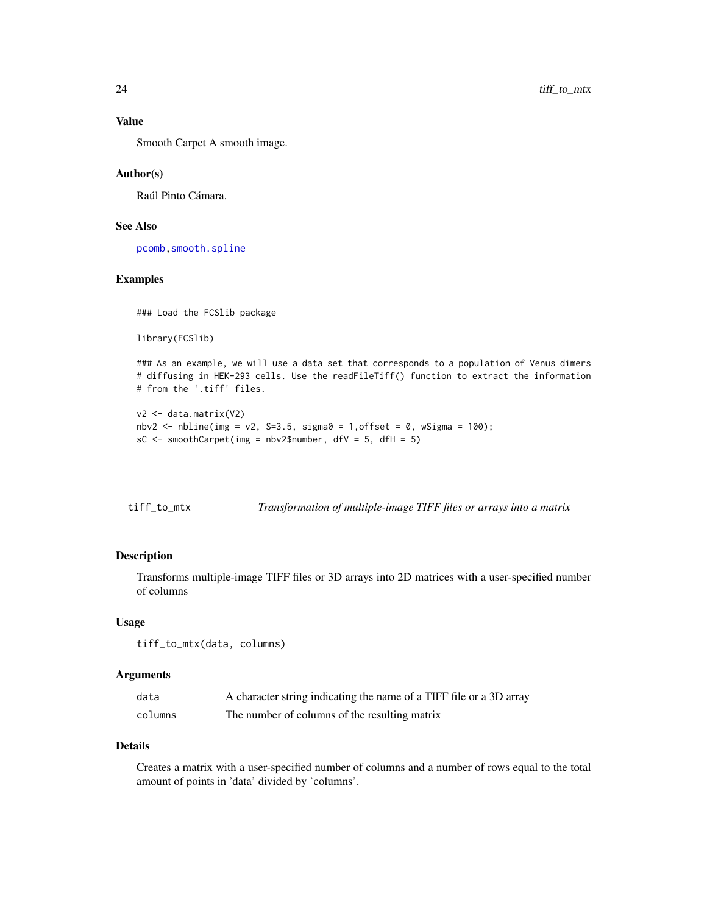### Value

Smooth Carpet A smooth image.

### Author(s)

Raúl Pinto Cámara.

### See Also

pcomb, smooth.spline

### Examples

```
### Load the FCSlib package

library(FCSlib)

### As an example, we will use a data set that corresponds to a population of Venus dimers
# diffusing in HEK-293 cells. Use the readFileTiff() function to extract the information
# from the '.tiff' files.

v2 <- data.matrix(V2)
nbv2 <- nbline(img = v2, S=3.5, sigma0 = 1,offset = 0, wSigma = 100);
sC <- smoothCarpet(img = nbv2$number, dfV = 5, dfH = 5)
```

---

## tiff_to_mtx — *Transformation of multiple-image TIFF files or arrays into a matrix*

### Description

Transforms multiple-image TIFF files or 3D arrays into 2D matrices with a user-specified number of columns

### Usage

```
tiff_to_mtx(data, columns)
```

### Arguments

| | |
|---|---|
| data | A character string indicating the name of a TIFF file or a 3D array |
| columns | The number of columns of the resulting matrix |

### Details

Creates a matrix with a user-specified number of columns and a number of rows equal to the total amount of points in 'data' divided by 'columns'.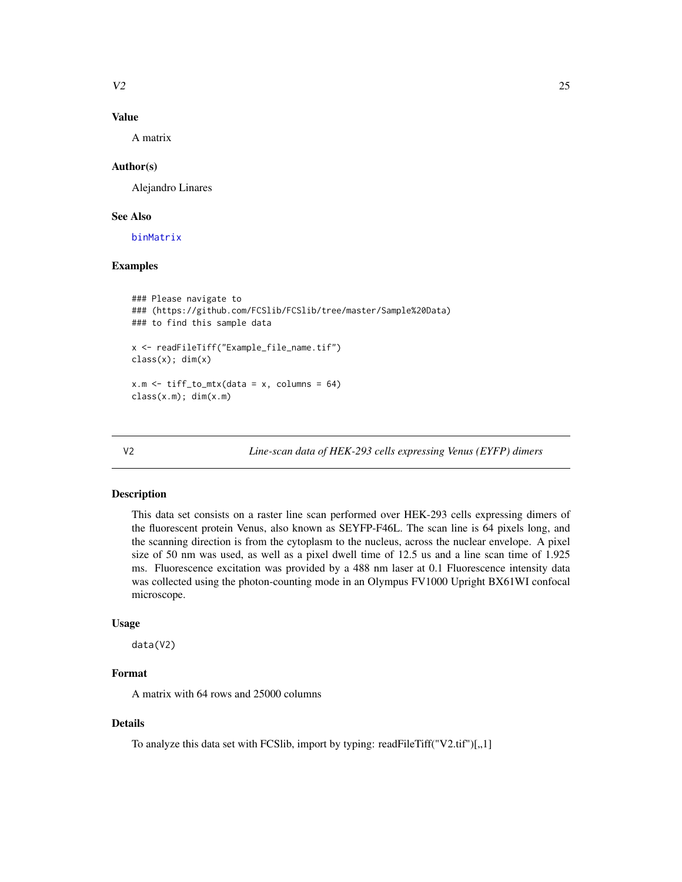## Value

A matrix

## Author(s)

Alejandro Linares

## See Also

binMatrix

## Examples

```
### Please navigate to
### (https://github.com/FCSlib/FCSlib/tree/master/Sample%20Data)
### to find this sample data

x <- readFileTiff("Example_file_name.tif")
class(x); dim(x)

x.m <- tiff_to_mtx(data = x, columns = 64)
class(x.m); dim(x.m)
```

---

# V2 — *Line-scan data of HEK-293 cells expressing Venus (EYFP) dimers*

## Description

This data set consists on a raster line scan performed over HEK-293 cells expressing dimers of the fluorescent protein Venus, also known as SEYFP-F46L. The scan line is 64 pixels long, and the scanning direction is from the cytoplasm to the nucleus, across the nuclear envelope. A pixel size of 50 nm was used, as well as a pixel dwell time of 12.5 us and a line scan time of 1.925 ms. Fluorescence excitation was provided by a 488 nm laser at 0.1 Fluorescence intensity data was collected using the photon-counting mode in an Olympus FV1000 Upright BX61WI confocal microscope.

## Usage

```
data(V2)
```

## Format

A matrix with 64 rows and 25000 columns

## Details

To analyze this data set with FCSlib, import by typing: readFileTiff("V2.tif")[,,1]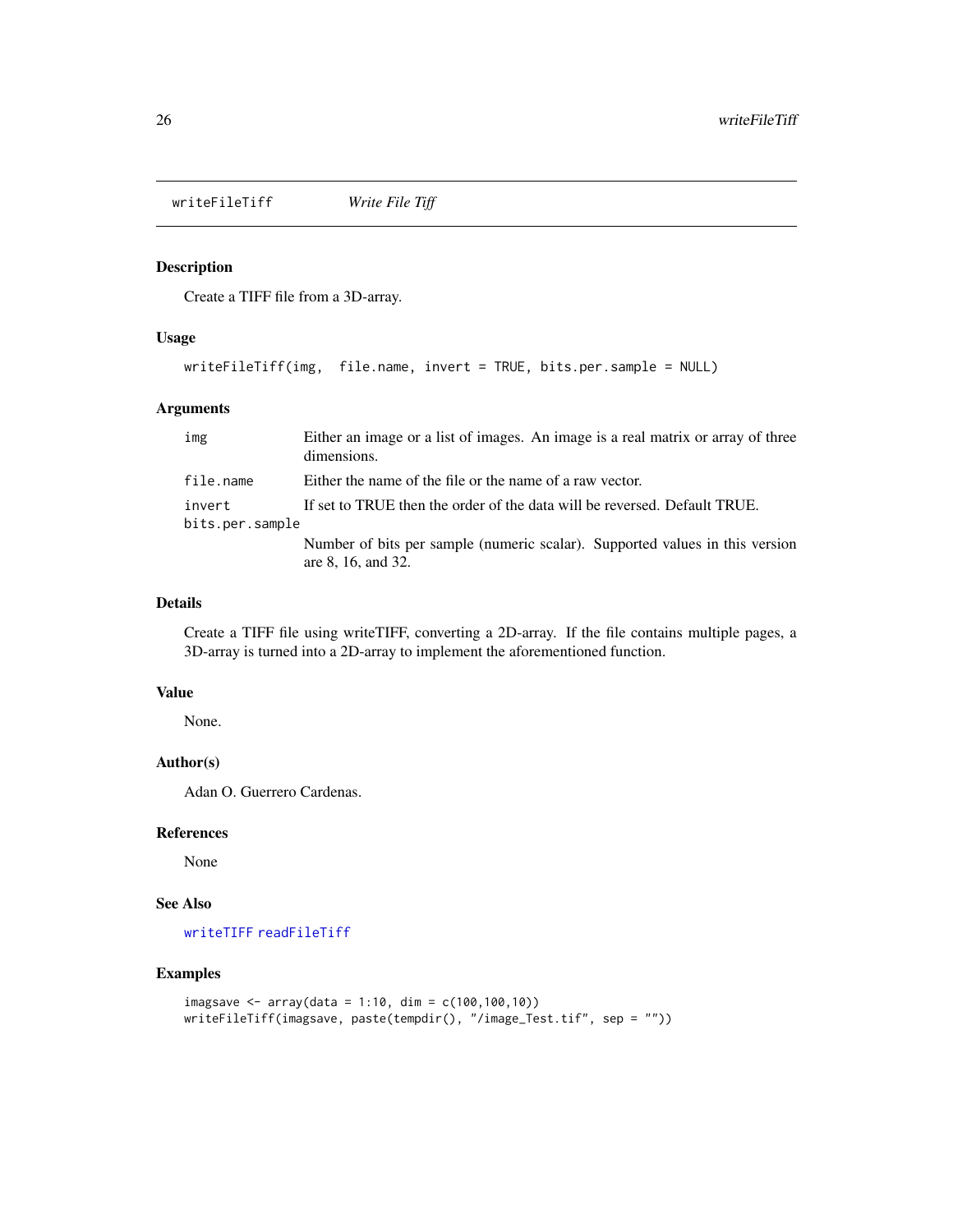## writeFileTiff *Write File Tiff*

### Description

Create a TIFF file from a 3D-array.

### Usage

```
writeFileTiff(img,  file.name, invert = TRUE, bits.per.sample = NULL)
```

### Arguments

| | |
|---|---|
| `img` | Either an image or a list of images. An image is a real matrix or array of three dimensions. |
| `file.name` | Either the name of the file or the name of a raw vector. |
| `invert` | If set to TRUE then the order of the data will be reversed. Default TRUE. |
| `bits.per.sample` | Number of bits per sample (numeric scalar). Supported values in this version are 8, 16, and 32. |

### Details

Create a TIFF file using writeTIFF, converting a 2D-array. If the file contains multiple pages, a 3D-array is turned into a 2D-array to implement the aforementioned function.

### Value

None.

### Author(s)

Adan O. Guerrero Cardenas.

### References

None

### See Also

`writeTIFF` `readFileTiff`

### Examples

```
imagsave <- array(data = 1:10, dim = c(100,100,10))
writeFileTiff(imagsave, paste(tempdir(), "/image_Test.tif", sep = ""))
```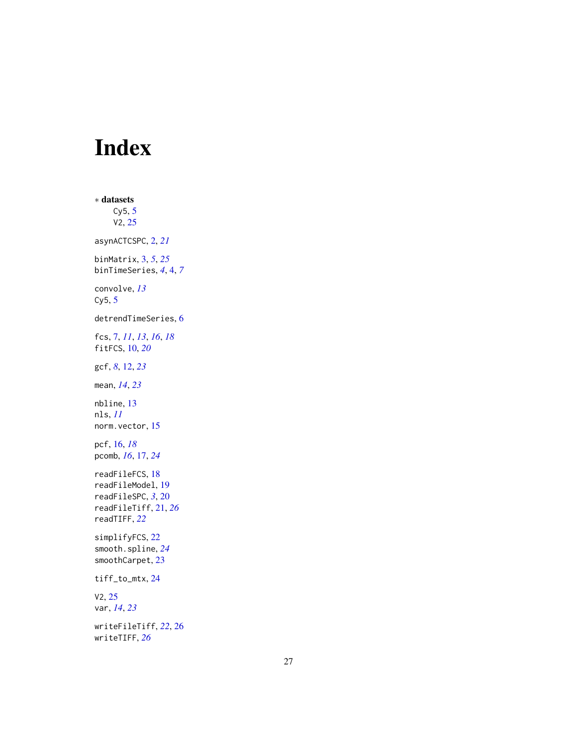# Index

∗ **datasets**
    Cy5, 5
    V2, 25

asynACTCSPC, 2, *21*

binMatrix, 3, *5*, *25*
binTimeSeries, *4*, 4, *7*

convolve, *13*
Cy5, 5

detrendTimeSeries, 6

fcs, 7, *11*, *13*, *16*, *18*
fitFCS, 10, *20*

gcf, *8*, 12, *23*

mean, *14*, *23*

nbline, 13
nls, *11*
norm.vector, 15

pcf, 16, *18*
pcomb, *16*, 17, *24*

readFileFCS, 18
readFileModel, 19
readFileSPC, *3*, 20
readFileTiff, 21, *26*
readTIFF, *22*

simplifyFCS, 22
smooth.spline, *24*
smoothCarpet, 23

tiff_to_mtx, 24

V2, 25
var, *14*, *23*

writeFileTiff, *22*, 26
writeTIFF, *26*